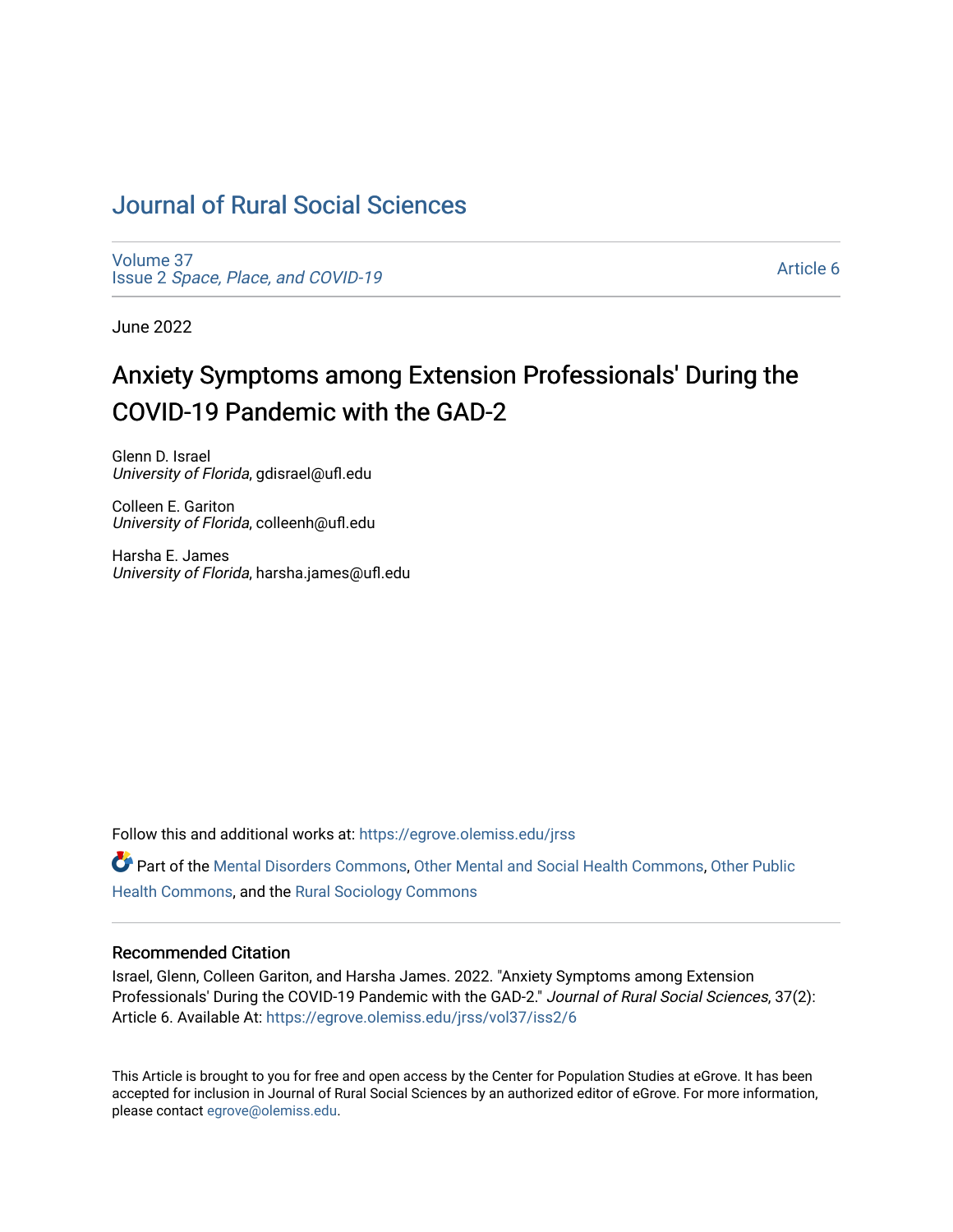# Journal of Rural Social Sciences

Volume 37
Issue 2 *Space, Place, and COVID-19*

Article 6

June 2022

## Anxiety Symptoms among Extension Professionals' During the COVID-19 Pandemic with the GAD-2

Glenn D. Israel
*University of Florida*, gdisrael@ufl.edu

Colleen E. Gariton
*University of Florida*, colleenh@ufl.edu

Harsha E. James
*University of Florida*, harsha.james@ufl.edu

Follow this and additional works at: https://egrove.olemiss.edu/jrss

Part of the Mental Disorders Commons, Other Mental and Social Health Commons, Other Public Health Commons, and the Rural Sociology Commons

### Recommended Citation

Israel, Glenn, Colleen Gariton, and Harsha James. 2022. "Anxiety Symptoms among Extension Professionals' During the COVID-19 Pandemic with the GAD-2." *Journal of Rural Social Sciences*, 37(2): Article 6. Available At: https://egrove.olemiss.edu/jrss/vol37/iss2/6

This Article is brought to you for free and open access by the Center for Population Studies at eGrove. It has been accepted for inclusion in Journal of Rural Social Sciences by an authorized editor of eGrove. For more information, please contact egrove@olemiss.edu.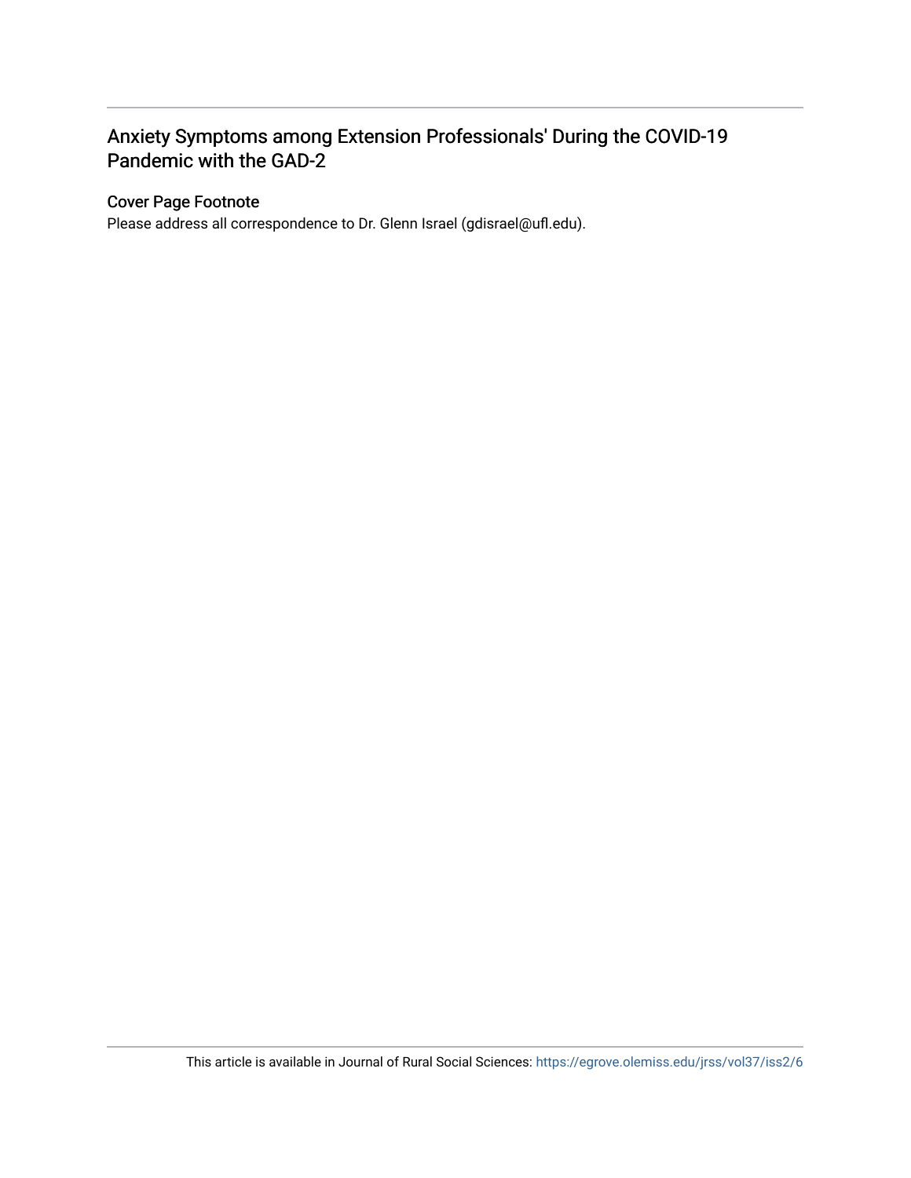# Anxiety Symptoms among Extension Professionals' During the COVID-19 Pandemic with the GAD-2

## Cover Page Footnote

Please address all correspondence to Dr. Glenn Israel (gdisrael@ufl.edu).

This article is available in Journal of Rural Social Sciences: https://egrove.olemiss.edu/jrss/vol37/iss2/6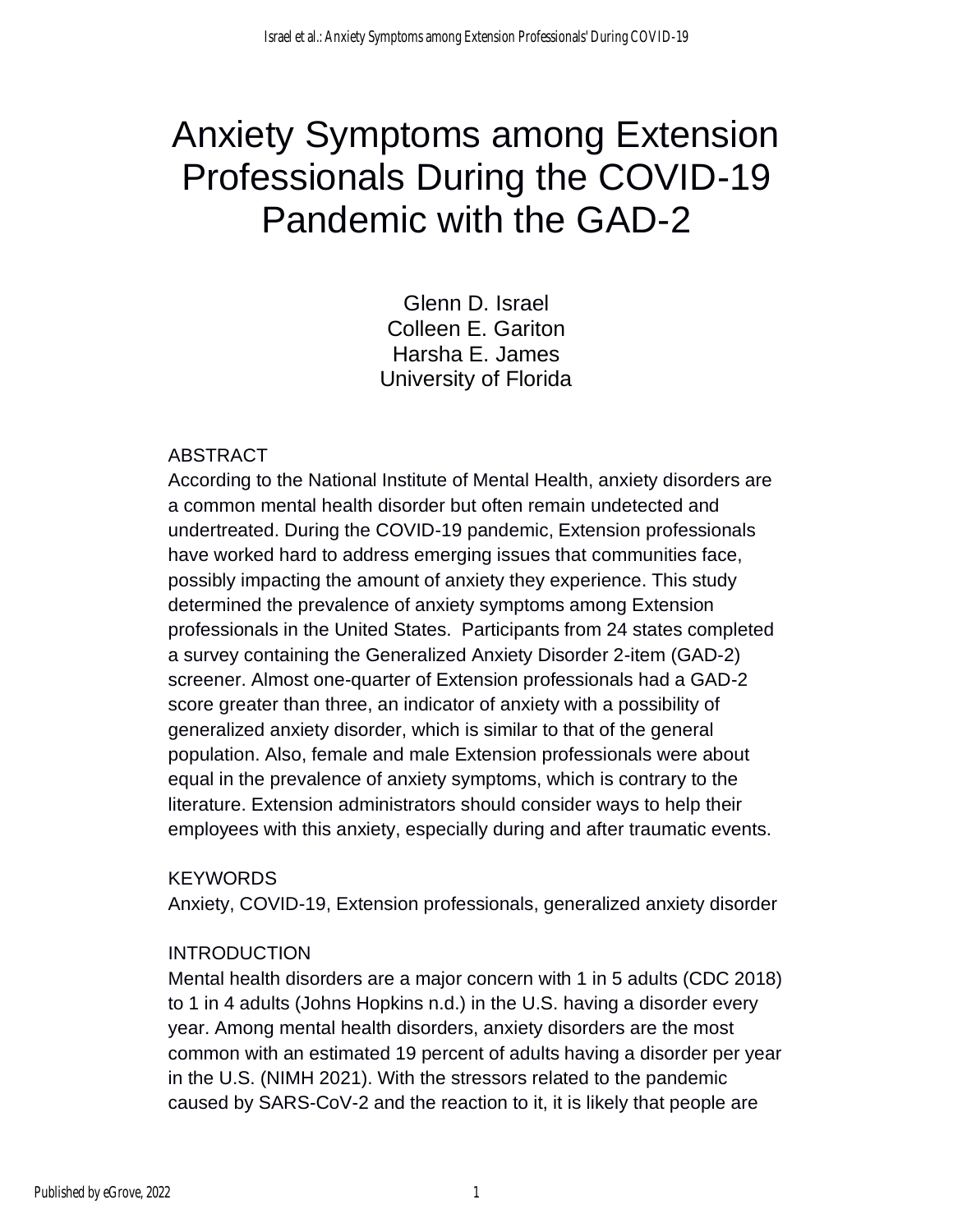# Anxiety Symptoms among Extension Professionals During the COVID-19 Pandemic with the GAD-2

Glenn D. Israel
Colleen E. Gariton
Harsha E. James
University of Florida

## ABSTRACT

According to the National Institute of Mental Health, anxiety disorders are a common mental health disorder but often remain undetected and undertreated. During the COVID-19 pandemic, Extension professionals have worked hard to address emerging issues that communities face, possibly impacting the amount of anxiety they experience. This study determined the prevalence of anxiety symptoms among Extension professionals in the United States. Participants from 24 states completed a survey containing the Generalized Anxiety Disorder 2-item (GAD-2) screener. Almost one-quarter of Extension professionals had a GAD-2 score greater than three, an indicator of anxiety with a possibility of generalized anxiety disorder, which is similar to that of the general population. Also, female and male Extension professionals were about equal in the prevalence of anxiety symptoms, which is contrary to the literature. Extension administrators should consider ways to help their employees with this anxiety, especially during and after traumatic events.

## KEYWORDS

Anxiety, COVID-19, Extension professionals, generalized anxiety disorder

## INTRODUCTION

Mental health disorders are a major concern with 1 in 5 adults (CDC 2018) to 1 in 4 adults (Johns Hopkins n.d.) in the U.S. having a disorder every year. Among mental health disorders, anxiety disorders are the most common with an estimated 19 percent of adults having a disorder per year in the U.S. (NIMH 2021). With the stressors related to the pandemic caused by SARS-CoV-2 and the reaction to it, it is likely that people are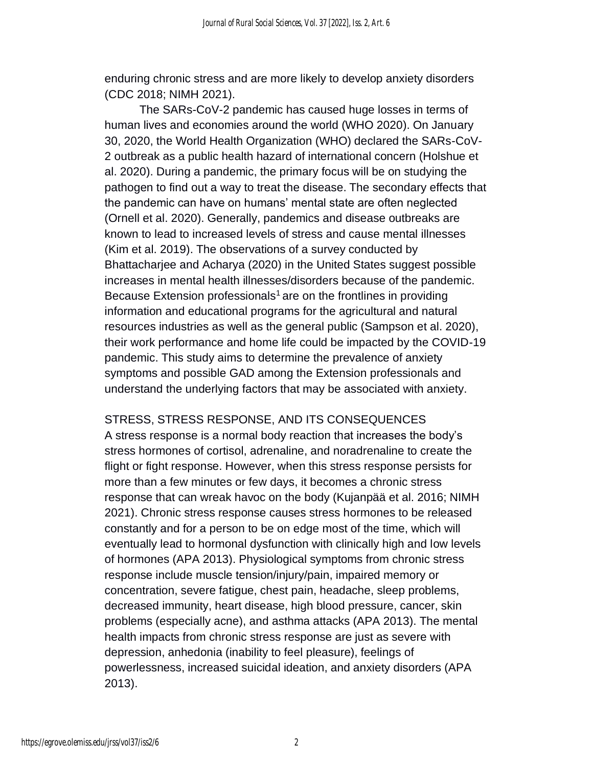enduring chronic stress and are more likely to develop anxiety disorders (CDC 2018; NIMH 2021).

The SARs-CoV-2 pandemic has caused huge losses in terms of human lives and economies around the world (WHO 2020). On January 30, 2020, the World Health Organization (WHO) declared the SARs-CoV-2 outbreak as a public health hazard of international concern (Holshue et al. 2020). During a pandemic, the primary focus will be on studying the pathogen to find out a way to treat the disease. The secondary effects that the pandemic can have on humans' mental state are often neglected (Ornell et al. 2020). Generally, pandemics and disease outbreaks are known to lead to increased levels of stress and cause mental illnesses (Kim et al. 2019). The observations of a survey conducted by Bhattacharjee and Acharya (2020) in the United States suggest possible increases in mental health illnesses/disorders because of the pandemic. Because Extension professionals[1] are on the frontlines in providing information and educational programs for the agricultural and natural resources industries as well as the general public (Sampson et al. 2020), their work performance and home life could be impacted by the COVID-19 pandemic. This study aims to determine the prevalence of anxiety symptoms and possible GAD among the Extension professionals and understand the underlying factors that may be associated with anxiety.

## STRESS, STRESS RESPONSE, AND ITS CONSEQUENCES

A stress response is a normal body reaction that increases the body's stress hormones of cortisol, adrenaline, and noradrenaline to create the flight or fight response. However, when this stress response persists for more than a few minutes or few days, it becomes a chronic stress response that can wreak havoc on the body (Kujanpää et al. 2016; NIMH 2021). Chronic stress response causes stress hormones to be released constantly and for a person to be on edge most of the time, which will eventually lead to hormonal dysfunction with clinically high and low levels of hormones (APA 2013). Physiological symptoms from chronic stress response include muscle tension/injury/pain, impaired memory or concentration, severe fatigue, chest pain, headache, sleep problems, decreased immunity, heart disease, high blood pressure, cancer, skin problems (especially acne), and asthma attacks (APA 2013). The mental health impacts from chronic stress response are just as severe with depression, anhedonia (inability to feel pleasure), feelings of powerlessness, increased suicidal ideation, and anxiety disorders (APA 2013).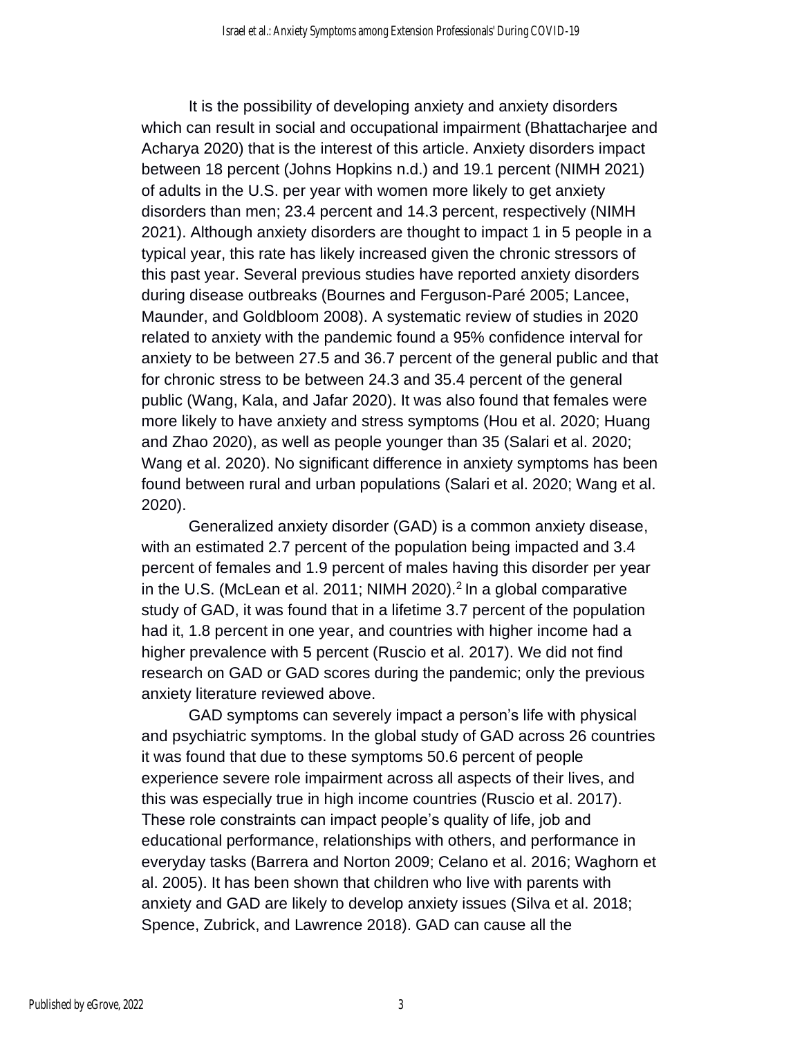It is the possibility of developing anxiety and anxiety disorders which can result in social and occupational impairment (Bhattacharjee and Acharya 2020) that is the interest of this article. Anxiety disorders impact between 18 percent (Johns Hopkins n.d.) and 19.1 percent (NIMH 2021) of adults in the U.S. per year with women more likely to get anxiety disorders than men; 23.4 percent and 14.3 percent, respectively (NIMH 2021). Although anxiety disorders are thought to impact 1 in 5 people in a typical year, this rate has likely increased given the chronic stressors of this past year. Several previous studies have reported anxiety disorders during disease outbreaks (Bournes and Ferguson-Paré 2005; Lancee, Maunder, and Goldbloom 2008). A systematic review of studies in 2020 related to anxiety with the pandemic found a 95% confidence interval for anxiety to be between 27.5 and 36.7 percent of the general public and that for chronic stress to be between 24.3 and 35.4 percent of the general public (Wang, Kala, and Jafar 2020). It was also found that females were more likely to have anxiety and stress symptoms (Hou et al. 2020; Huang and Zhao 2020), as well as people younger than 35 (Salari et al. 2020; Wang et al. 2020). No significant difference in anxiety symptoms has been found between rural and urban populations (Salari et al. 2020; Wang et al. 2020).

Generalized anxiety disorder (GAD) is a common anxiety disease, with an estimated 2.7 percent of the population being impacted and 3.4 percent of females and 1.9 percent of males having this disorder per year in the U.S. (McLean et al. 2011; NIMH 2020).[2] In a global comparative study of GAD, it was found that in a lifetime 3.7 percent of the population had it, 1.8 percent in one year, and countries with higher income had a higher prevalence with 5 percent (Ruscio et al. 2017). We did not find research on GAD or GAD scores during the pandemic; only the previous anxiety literature reviewed above.

GAD symptoms can severely impact a person's life with physical and psychiatric symptoms. In the global study of GAD across 26 countries it was found that due to these symptoms 50.6 percent of people experience severe role impairment across all aspects of their lives, and this was especially true in high income countries (Ruscio et al. 2017). These role constraints can impact people's quality of life, job and educational performance, relationships with others, and performance in everyday tasks (Barrera and Norton 2009; Celano et al. 2016; Waghorn et al. 2005). It has been shown that children who live with parents with anxiety and GAD are likely to develop anxiety issues (Silva et al. 2018; Spence, Zubrick, and Lawrence 2018). GAD can cause all the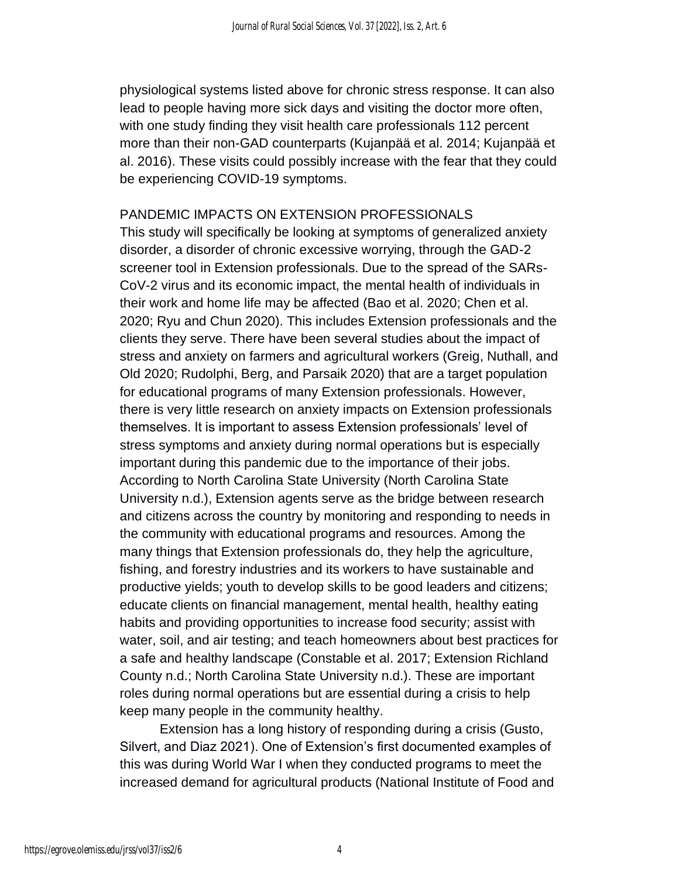physiological systems listed above for chronic stress response. It can also lead to people having more sick days and visiting the doctor more often, with one study finding they visit health care professionals 112 percent more than their non-GAD counterparts (Kujanpää et al. 2014; Kujanpää et al. 2016). These visits could possibly increase with the fear that they could be experiencing COVID-19 symptoms.

## PANDEMIC IMPACTS ON EXTENSION PROFESSIONALS

This study will specifically be looking at symptoms of generalized anxiety disorder, a disorder of chronic excessive worrying, through the GAD-2 screener tool in Extension professionals. Due to the spread of the SARs-CoV-2 virus and its economic impact, the mental health of individuals in their work and home life may be affected (Bao et al. 2020; Chen et al. 2020; Ryu and Chun 2020). This includes Extension professionals and the clients they serve. There have been several studies about the impact of stress and anxiety on farmers and agricultural workers (Greig, Nuthall, and Old 2020; Rudolphi, Berg, and Parsaik 2020) that are a target population for educational programs of many Extension professionals. However, there is very little research on anxiety impacts on Extension professionals themselves. It is important to assess Extension professionals' level of stress symptoms and anxiety during normal operations but is especially important during this pandemic due to the importance of their jobs. According to North Carolina State University (North Carolina State University n.d.), Extension agents serve as the bridge between research and citizens across the country by monitoring and responding to needs in the community with educational programs and resources. Among the many things that Extension professionals do, they help the agriculture, fishing, and forestry industries and its workers to have sustainable and productive yields; youth to develop skills to be good leaders and citizens; educate clients on financial management, mental health, healthy eating habits and providing opportunities to increase food security; assist with water, soil, and air testing; and teach homeowners about best practices for a safe and healthy landscape (Constable et al. 2017; Extension Richland County n.d.; North Carolina State University n.d.). These are important roles during normal operations but are essential during a crisis to help keep many people in the community healthy.

Extension has a long history of responding during a crisis (Gusto, Silvert, and Diaz 2021). One of Extension's first documented examples of this was during World War I when they conducted programs to meet the increased demand for agricultural products (National Institute of Food and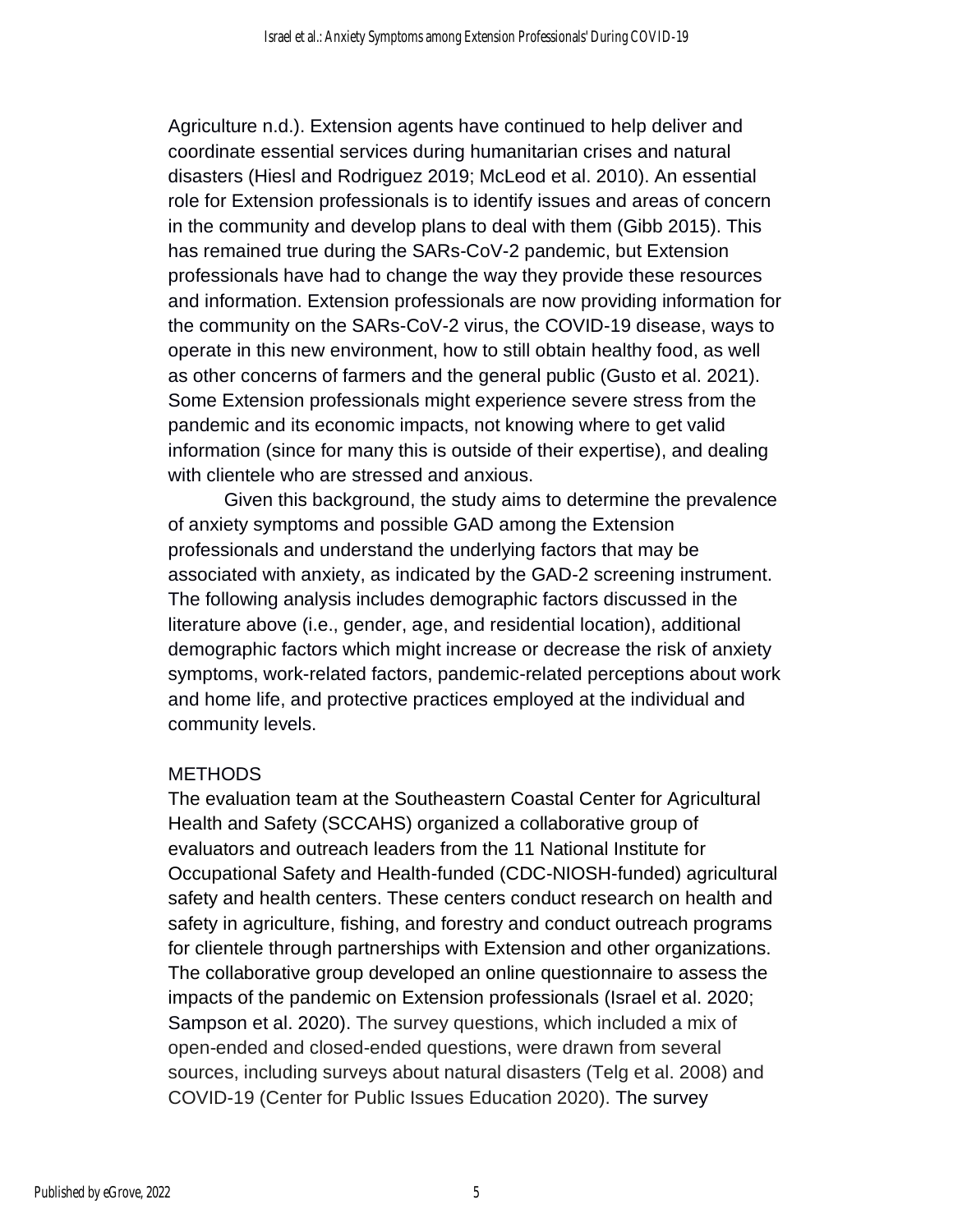Agriculture n.d.). Extension agents have continued to help deliver and coordinate essential services during humanitarian crises and natural disasters (Hiesl and Rodriguez 2019; McLeod et al. 2010). An essential role for Extension professionals is to identify issues and areas of concern in the community and develop plans to deal with them (Gibb 2015). This has remained true during the SARs-CoV-2 pandemic, but Extension professionals have had to change the way they provide these resources and information. Extension professionals are now providing information for the community on the SARs-CoV-2 virus, the COVID-19 disease, ways to operate in this new environment, how to still obtain healthy food, as well as other concerns of farmers and the general public (Gusto et al. 2021). Some Extension professionals might experience severe stress from the pandemic and its economic impacts, not knowing where to get valid information (since for many this is outside of their expertise), and dealing with clientele who are stressed and anxious.

Given this background, the study aims to determine the prevalence of anxiety symptoms and possible GAD among the Extension professionals and understand the underlying factors that may be associated with anxiety, as indicated by the GAD-2 screening instrument. The following analysis includes demographic factors discussed in the literature above (i.e., gender, age, and residential location), additional demographic factors which might increase or decrease the risk of anxiety symptoms, work-related factors, pandemic-related perceptions about work and home life, and protective practices employed at the individual and community levels.

## METHODS

The evaluation team at the Southeastern Coastal Center for Agricultural Health and Safety (SCCAHS) organized a collaborative group of evaluators and outreach leaders from the 11 National Institute for Occupational Safety and Health-funded (CDC-NIOSH-funded) agricultural safety and health centers. These centers conduct research on health and safety in agriculture, fishing, and forestry and conduct outreach programs for clientele through partnerships with Extension and other organizations. The collaborative group developed an online questionnaire to assess the impacts of the pandemic on Extension professionals (Israel et al. 2020; Sampson et al. 2020). The survey questions, which included a mix of open-ended and closed-ended questions, were drawn from several sources, including surveys about natural disasters (Telg et al. 2008) and COVID-19 (Center for Public Issues Education 2020). The survey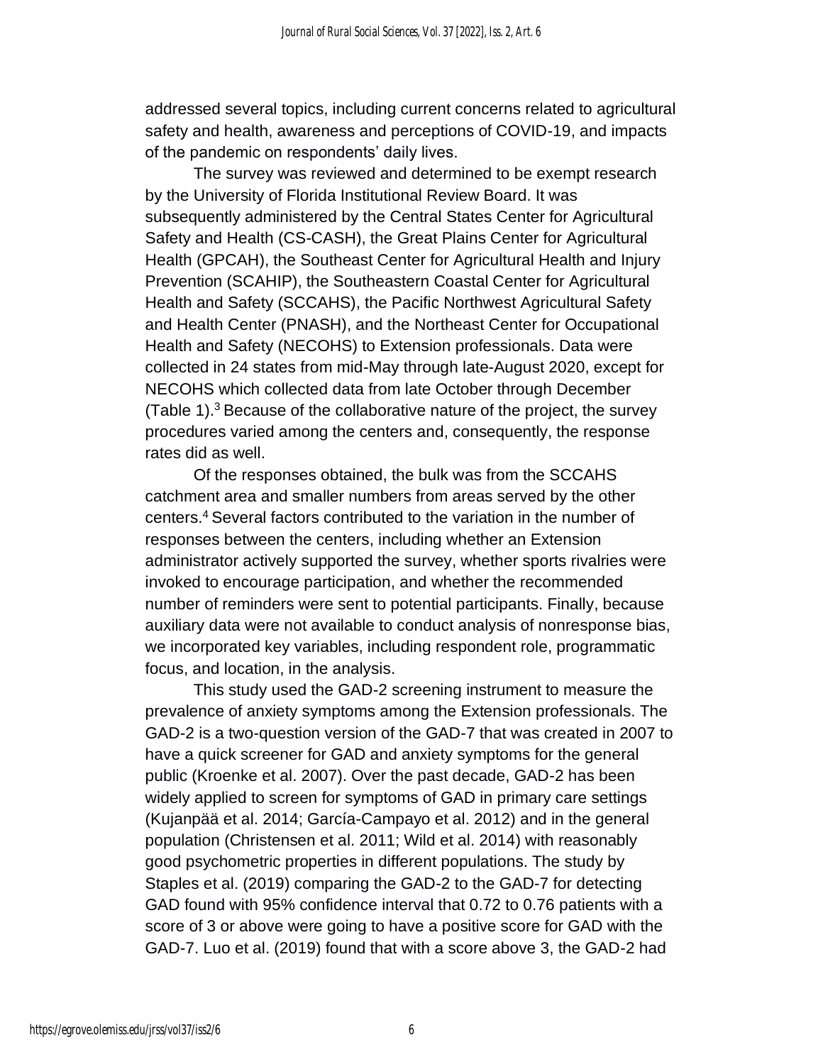addressed several topics, including current concerns related to agricultural safety and health, awareness and perceptions of COVID-19, and impacts of the pandemic on respondents' daily lives.

The survey was reviewed and determined to be exempt research by the University of Florida Institutional Review Board. It was subsequently administered by the Central States Center for Agricultural Safety and Health (CS-CASH), the Great Plains Center for Agricultural Health (GPCAH), the Southeast Center for Agricultural Health and Injury Prevention (SCAHIP), the Southeastern Coastal Center for Agricultural Health and Safety (SCCAHS), the Pacific Northwest Agricultural Safety and Health Center (PNASH), and the Northeast Center for Occupational Health and Safety (NECOHS) to Extension professionals. Data were collected in 24 states from mid-May through late-August 2020, except for NECOHS which collected data from late October through December (Table 1).[3] Because of the collaborative nature of the project, the survey procedures varied among the centers and, consequently, the response rates did as well.

Of the responses obtained, the bulk was from the SCCAHS catchment area and smaller numbers from areas served by the other centers.[4] Several factors contributed to the variation in the number of responses between the centers, including whether an Extension administrator actively supported the survey, whether sports rivalries were invoked to encourage participation, and whether the recommended number of reminders were sent to potential participants. Finally, because auxiliary data were not available to conduct analysis of nonresponse bias, we incorporated key variables, including respondent role, programmatic focus, and location, in the analysis.

This study used the GAD-2 screening instrument to measure the prevalence of anxiety symptoms among the Extension professionals. The GAD-2 is a two-question version of the GAD-7 that was created in 2007 to have a quick screener for GAD and anxiety symptoms for the general public (Kroenke et al. 2007). Over the past decade, GAD-2 has been widely applied to screen for symptoms of GAD in primary care settings (Kujanpää et al. 2014; García-Campayo et al. 2012) and in the general population (Christensen et al. 2011; Wild et al. 2014) with reasonably good psychometric properties in different populations. The study by Staples et al. (2019) comparing the GAD-2 to the GAD-7 for detecting GAD found with 95% confidence interval that 0.72 to 0.76 patients with a score of 3 or above were going to have a positive score for GAD with the GAD-7. Luo et al. (2019) found that with a score above 3, the GAD-2 had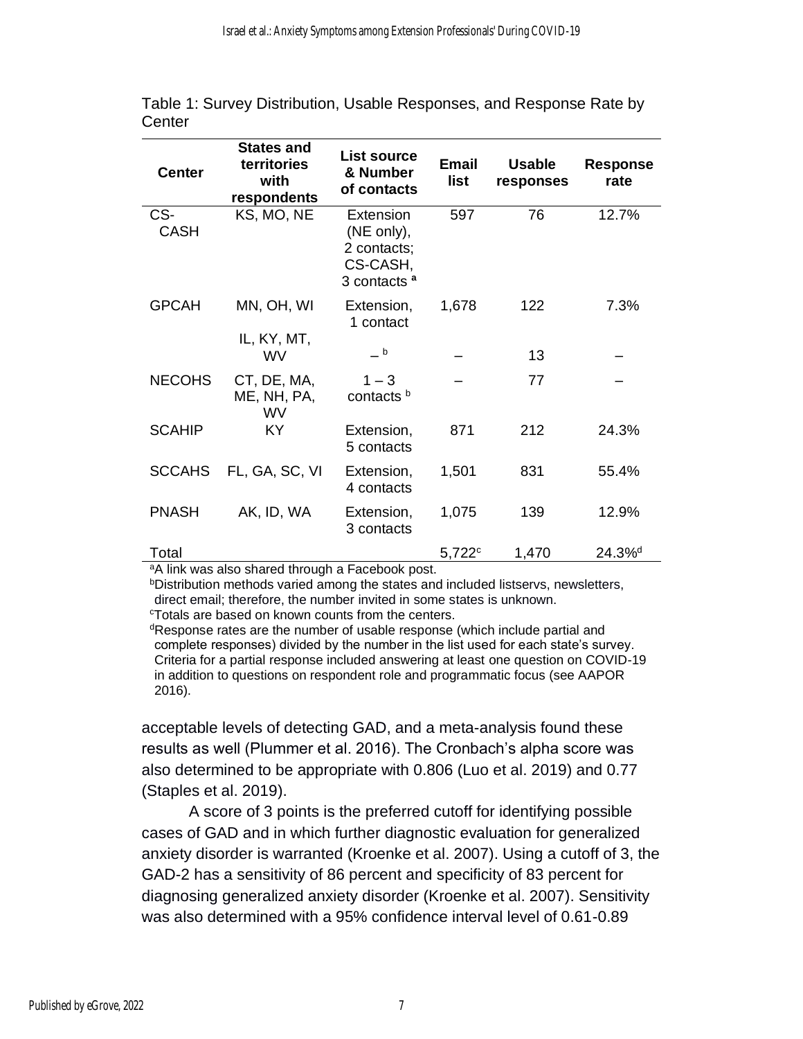Table 1: Survey Distribution, Usable Responses, and Response Rate by Center

| Center | States and territories with respondents | List source & Number of contacts | Email list | Usable responses | Response rate |
|---|---|---|---|---|---|
| CS-CASH | KS, MO, NE | Extension (NE only), 2 contacts; CS-CASH, 3 contacts [a] | 597 | 76 | 12.7% |
| GPCAH | MN, OH, WI | Extension, 1 contact | 1,678 | 122 | 7.3% |
| | IL, KY, MT, WV | – [b] | – | 13 | – |
| NECOHS | CT, DE, MA, ME, NH, PA, WV | 1 – 3 contacts [b] | – | 77 | – |
| SCAHIP | KY | Extension, 5 contacts | 871 | 212 | 24.3% |
| SCCAHS | FL, GA, SC, VI | Extension, 4 contacts | 1,501 | 831 | 55.4% |
| PNASH | AK, ID, WA | Extension, 3 contacts | 1,075 | 139 | 12.9% |
| Total | | | 5,722[c] | 1,470 | 24.3%[d] |

[a]A link was also shared through a Facebook post.
[b]Distribution methods varied among the states and included listservs, newsletters, direct email; therefore, the number invited in some states is unknown.
[c]Totals are based on known counts from the centers.
[d]Response rates are the number of usable response (which include partial and complete responses) divided by the number in the list used for each state's survey. Criteria for a partial response included answering at least one question on COVID-19 in addition to questions on respondent role and programmatic focus (see AAPOR 2016).

acceptable levels of detecting GAD, and a meta-analysis found these results as well (Plummer et al. 2016). The Cronbach's alpha score was also determined to be appropriate with 0.806 (Luo et al. 2019) and 0.77 (Staples et al. 2019).

A score of 3 points is the preferred cutoff for identifying possible cases of GAD and in which further diagnostic evaluation for generalized anxiety disorder is warranted (Kroenke et al. 2007). Using a cutoff of 3, the GAD-2 has a sensitivity of 86 percent and specificity of 83 percent for diagnosing generalized anxiety disorder (Kroenke et al. 2007). Sensitivity was also determined with a 95% confidence interval level of 0.61-0.89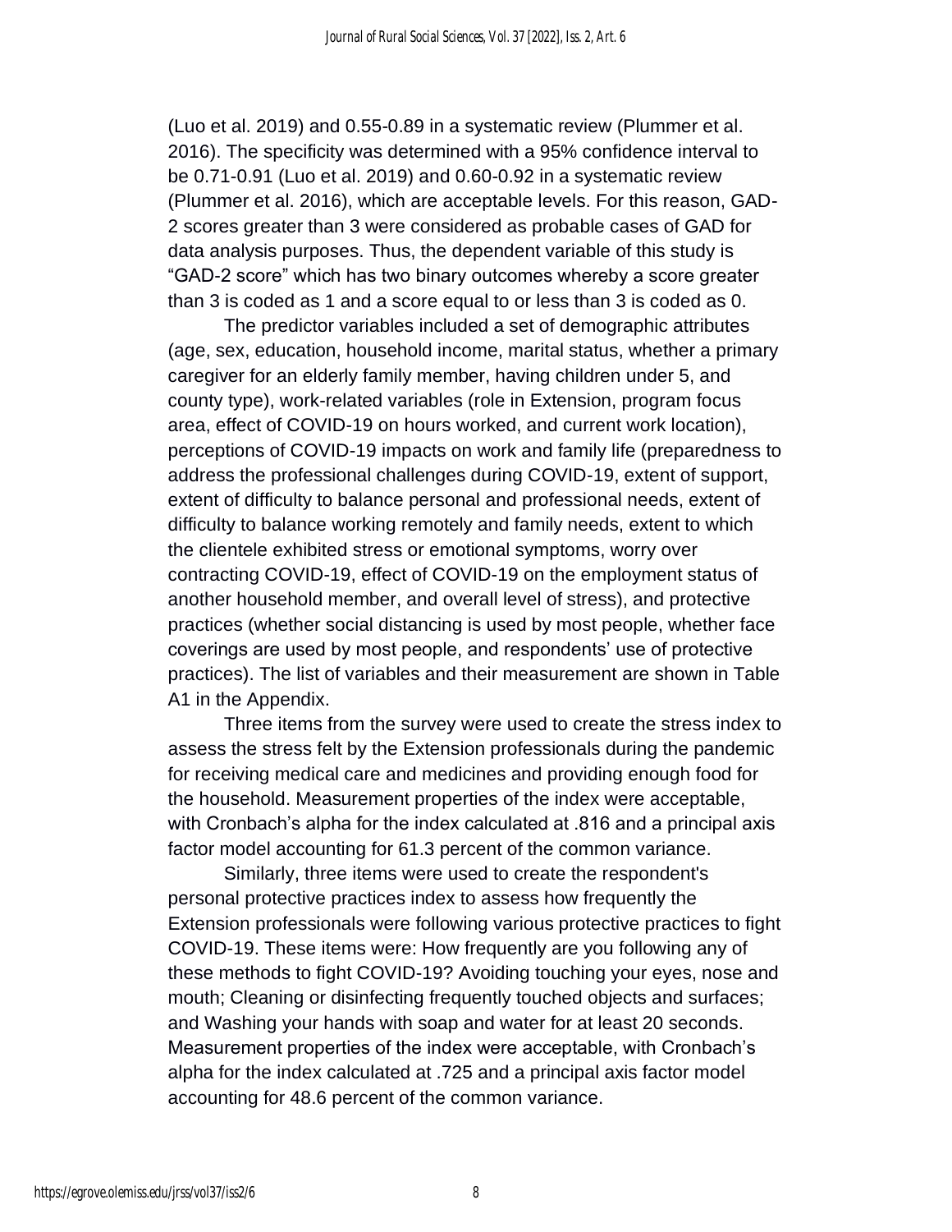(Luo et al. 2019) and 0.55-0.89 in a systematic review (Plummer et al. 2016). The specificity was determined with a 95% confidence interval to be 0.71-0.91 (Luo et al. 2019) and 0.60-0.92 in a systematic review (Plummer et al. 2016), which are acceptable levels. For this reason, GAD-2 scores greater than 3 were considered as probable cases of GAD for data analysis purposes. Thus, the dependent variable of this study is "GAD-2 score" which has two binary outcomes whereby a score greater than 3 is coded as 1 and a score equal to or less than 3 is coded as 0.

The predictor variables included a set of demographic attributes (age, sex, education, household income, marital status, whether a primary caregiver for an elderly family member, having children under 5, and county type), work-related variables (role in Extension, program focus area, effect of COVID-19 on hours worked, and current work location), perceptions of COVID-19 impacts on work and family life (preparedness to address the professional challenges during COVID-19, extent of support, extent of difficulty to balance personal and professional needs, extent of difficulty to balance working remotely and family needs, extent to which the clientele exhibited stress or emotional symptoms, worry over contracting COVID-19, effect of COVID-19 on the employment status of another household member, and overall level of stress), and protective practices (whether social distancing is used by most people, whether face coverings are used by most people, and respondents' use of protective practices). The list of variables and their measurement are shown in Table A1 in the Appendix.

Three items from the survey were used to create the stress index to assess the stress felt by the Extension professionals during the pandemic for receiving medical care and medicines and providing enough food for the household. Measurement properties of the index were acceptable, with Cronbach's alpha for the index calculated at .816 and a principal axis factor model accounting for 61.3 percent of the common variance.

Similarly, three items were used to create the respondent's personal protective practices index to assess how frequently the Extension professionals were following various protective practices to fight COVID-19. These items were: How frequently are you following any of these methods to fight COVID-19? Avoiding touching your eyes, nose and mouth; Cleaning or disinfecting frequently touched objects and surfaces; and Washing your hands with soap and water for at least 20 seconds. Measurement properties of the index were acceptable, with Cronbach's alpha for the index calculated at .725 and a principal axis factor model accounting for 48.6 percent of the common variance.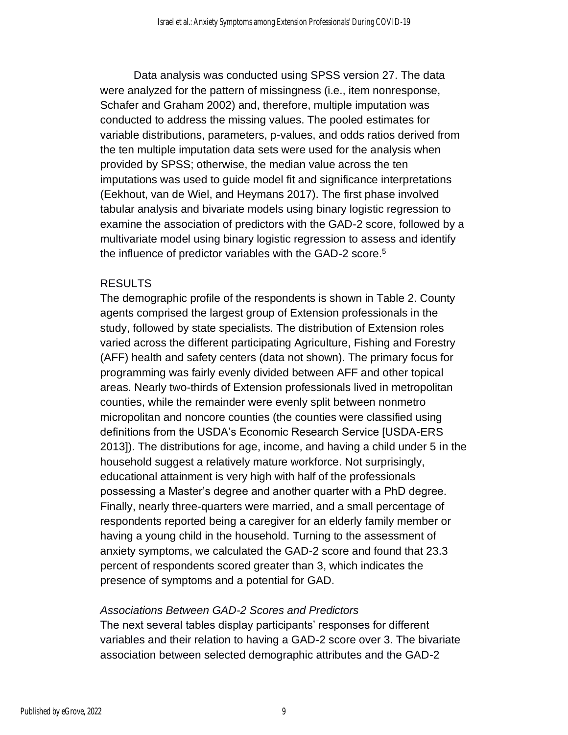Data analysis was conducted using SPSS version 27. The data were analyzed for the pattern of missingness (i.e., item nonresponse, Schafer and Graham 2002) and, therefore, multiple imputation was conducted to address the missing values. The pooled estimates for variable distributions, parameters, p-values, and odds ratios derived from the ten multiple imputation data sets were used for the analysis when provided by SPSS; otherwise, the median value across the ten imputations was used to guide model fit and significance interpretations (Eekhout, van de Wiel, and Heymans 2017). The first phase involved tabular analysis and bivariate models using binary logistic regression to examine the association of predictors with the GAD-2 score, followed by a multivariate model using binary logistic regression to assess and identify the influence of predictor variables with the GAD-2 score.[5]

## RESULTS

The demographic profile of the respondents is shown in Table 2. County agents comprised the largest group of Extension professionals in the study, followed by state specialists. The distribution of Extension roles varied across the different participating Agriculture, Fishing and Forestry (AFF) health and safety centers (data not shown). The primary focus for programming was fairly evenly divided between AFF and other topical areas. Nearly two-thirds of Extension professionals lived in metropolitan counties, while the remainder were evenly split between nonmetro micropolitan and noncore counties (the counties were classified using definitions from the USDA's Economic Research Service [USDA-ERS 2013]). The distributions for age, income, and having a child under 5 in the household suggest a relatively mature workforce. Not surprisingly, educational attainment is very high with half of the professionals possessing a Master's degree and another quarter with a PhD degree. Finally, nearly three-quarters were married, and a small percentage of respondents reported being a caregiver for an elderly family member or having a young child in the household. Turning to the assessment of anxiety symptoms, we calculated the GAD-2 score and found that 23.3 percent of respondents scored greater than 3, which indicates the presence of symptoms and a potential for GAD.

### *Associations Between GAD-2 Scores and Predictors*

The next several tables display participants' responses for different variables and their relation to having a GAD-2 score over 3. The bivariate association between selected demographic attributes and the GAD-2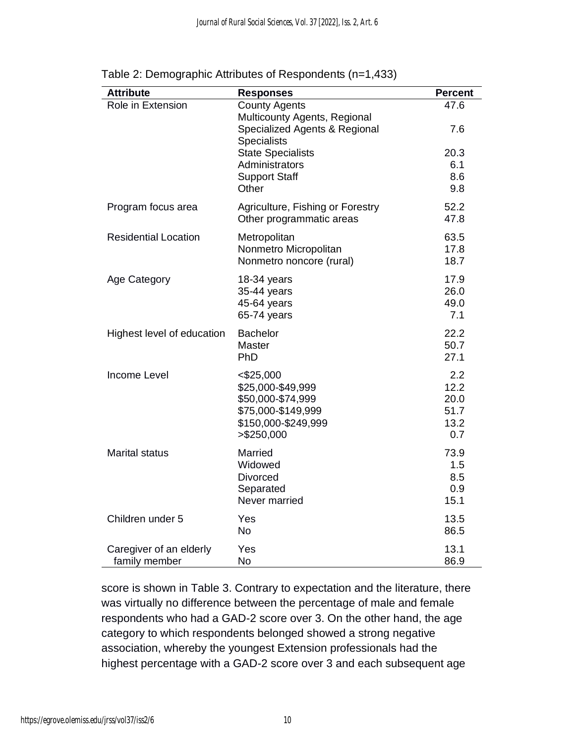Table 2: Demographic Attributes of Respondents (n=1,433)

| Attribute | Responses | Percent |
|---|---|---|
| Role in Extension | County Agents | 47.6 |
| | Multicounty Agents, Regional Specialized Agents & Regional Specialists | 7.6 |
| | State Specialists | 20.3 |
| | Administrators | 6.1 |
| | Support Staff | 8.6 |
| | Other | 9.8 |
| Program focus area | Agriculture, Fishing or Forestry | 52.2 |
| | Other programmatic areas | 47.8 |
| Residential Location | Metropolitan | 63.5 |
| | Nonmetro Micropolitan | 17.8 |
| | Nonmetro noncore (rural) | 18.7 |
| Age Category | 18-34 years | 17.9 |
| | 35-44 years | 26.0 |
| | 45-64 years | 49.0 |
| | 65-74 years | 7.1 |
| Highest level of education | Bachelor | 22.2 |
| | Master | 50.7 |
| | PhD | 27.1 |
| Income Level | <$25,000 | 2.2 |
| | $25,000-$49,999 | 12.2 |
| | $50,000-$74,999 | 20.0 |
| | $75,000-$149,999 | 51.7 |
| | $150,000-$249,999 | 13.2 |
| | >$250,000 | 0.7 |
| Marital status | Married | 73.9 |
| | Widowed | 1.5 |
| | Divorced | 8.5 |
| | Separated | 0.9 |
| | Never married | 15.1 |
| Children under 5 | Yes | 13.5 |
| | No | 86.5 |
| Caregiver of an elderly family member | Yes | 13.1 |
| | No | 86.9 |

score is shown in Table 3. Contrary to expectation and the literature, there was virtually no difference between the percentage of male and female respondents who had a GAD-2 score over 3. On the other hand, the age category to which respondents belonged showed a strong negative association, whereby the youngest Extension professionals had the highest percentage with a GAD-2 score over 3 and each subsequent age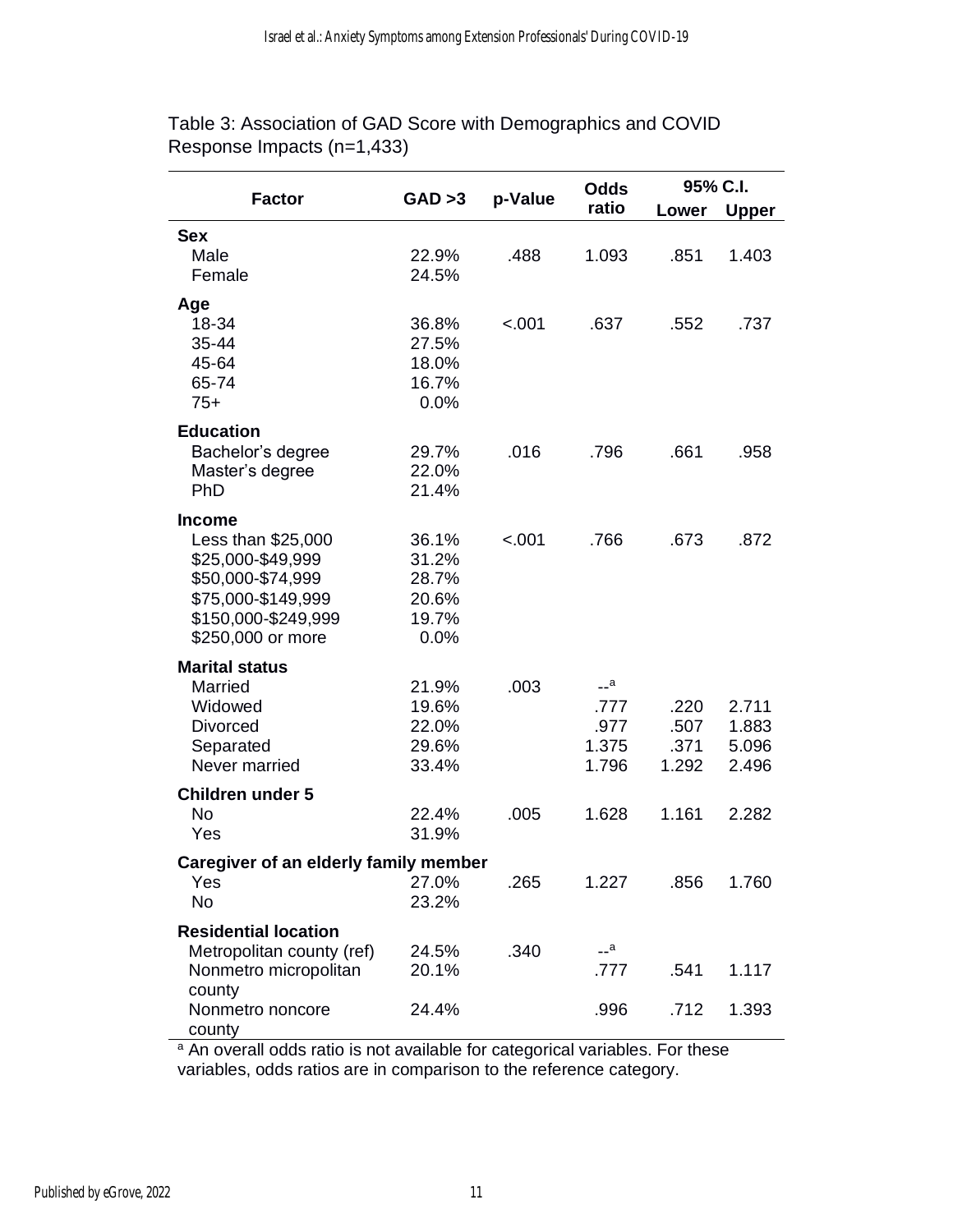Table 3: Association of GAD Score with Demographics and COVID Response Impacts (n=1,433)

| Factor | GAD >3 | p-Value | Odds ratio | 95% C.I. | |
|---|---|---|---|---|---|
| | | | | Lower | Upper |
| **Sex** | | | | | |
| Male | 22.9% | .488 | 1.093 | .851 | 1.403 |
| Female | 24.5% | | | | |
| **Age** | | | | | |
| 18-34 | 36.8% | <.001 | .637 | .552 | .737 |
| 35-44 | 27.5% | | | | |
| 45-64 | 18.0% | | | | |
| 65-74 | 16.7% | | | | |
| 75+ | 0.0% | | | | |
| **Education** | | | | | |
| Bachelor's degree | 29.7% | .016 | .796 | .661 | .958 |
| Master's degree | 22.0% | | | | |
| PhD | 21.4% | | | | |
| **Income** | | | | | |
| Less than $25,000 | 36.1% | <.001 | .766 | .673 | .872 |
| $25,000-$49,999 | 31.2% | | | | |
| $50,000-$74,999 | 28.7% | | | | |
| $75,000-$149,999 | 20.6% | | | | |
| $150,000-$249,999 | 19.7% | | | | |
| $250,000 or more | 0.0% | | | | |
| **Marital status** | | | | | |
| Married | 21.9% | .003 | --[a] | | |
| Widowed | 19.6% | | .777 | .220 | 2.711 |
| Divorced | 22.0% | | .977 | .507 | 1.883 |
| Separated | 29.6% | | 1.375 | .371 | 5.096 |
| Never married | 33.4% | | 1.796 | 1.292 | 2.496 |
| **Children under 5** | | | | | |
| No | 22.4% | .005 | 1.628 | 1.161 | 2.282 |
| Yes | 31.9% | | | | |
| **Caregiver of an elderly family member** | | | | | |
| Yes | 27.0% | .265 | 1.227 | .856 | 1.760 |
| No | 23.2% | | | | |
| **Residential location** | | | | | |
| Metropolitan county (ref) | 24.5% | .340 | --[a] | | |
| Nonmetro micropolitan county | 20.1% | | .777 | .541 | 1.117 |
| Nonmetro noncore county | 24.4% | | .996 | .712 | 1.393 |

[a] An overall odds ratio is not available for categorical variables. For these variables, odds ratios are in comparison to the reference category.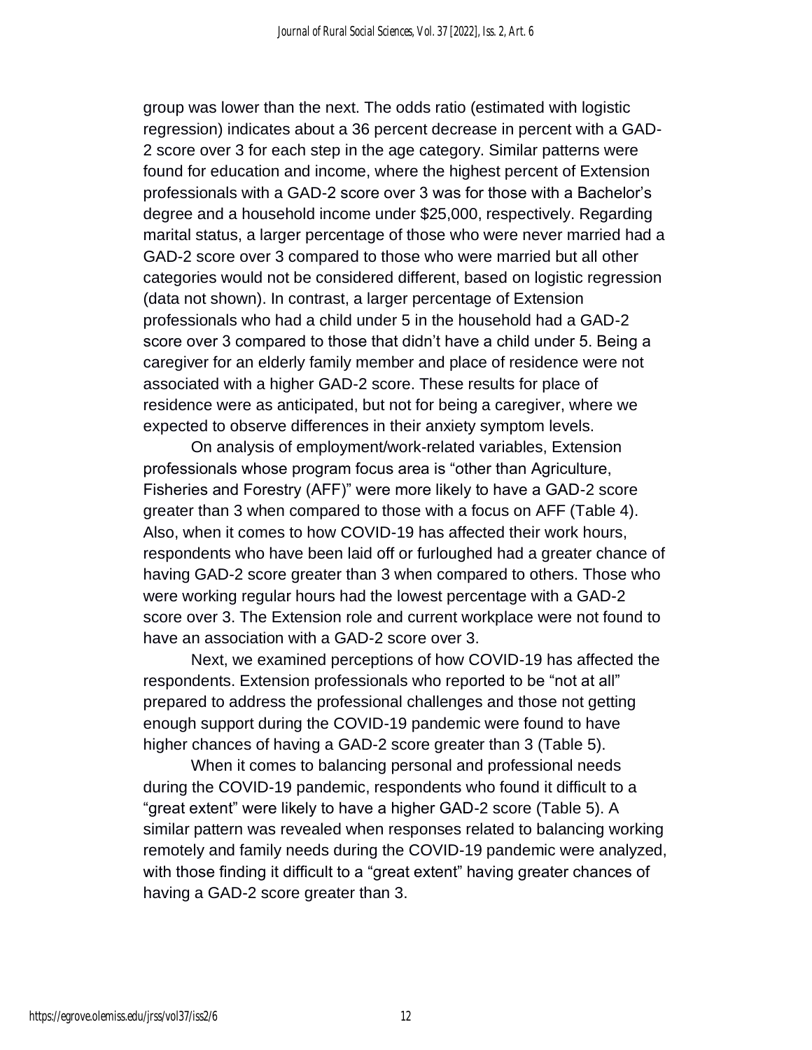group was lower than the next. The odds ratio (estimated with logistic regression) indicates about a 36 percent decrease in percent with a GAD-2 score over 3 for each step in the age category. Similar patterns were found for education and income, where the highest percent of Extension professionals with a GAD-2 score over 3 was for those with a Bachelor's degree and a household income under $25,000, respectively. Regarding marital status, a larger percentage of those who were never married had a GAD-2 score over 3 compared to those who were married but all other categories would not be considered different, based on logistic regression (data not shown). In contrast, a larger percentage of Extension professionals who had a child under 5 in the household had a GAD-2 score over 3 compared to those that didn't have a child under 5. Being a caregiver for an elderly family member and place of residence were not associated with a higher GAD-2 score. These results for place of residence were as anticipated, but not for being a caregiver, where we expected to observe differences in their anxiety symptom levels.

On analysis of employment/work-related variables, Extension professionals whose program focus area is "other than Agriculture, Fisheries and Forestry (AFF)" were more likely to have a GAD-2 score greater than 3 when compared to those with a focus on AFF (Table 4). Also, when it comes to how COVID-19 has affected their work hours, respondents who have been laid off or furloughed had a greater chance of having GAD-2 score greater than 3 when compared to others. Those who were working regular hours had the lowest percentage with a GAD-2 score over 3. The Extension role and current workplace were not found to have an association with a GAD-2 score over 3.

Next, we examined perceptions of how COVID-19 has affected the respondents. Extension professionals who reported to be "not at all" prepared to address the professional challenges and those not getting enough support during the COVID-19 pandemic were found to have higher chances of having a GAD-2 score greater than 3 (Table 5).

When it comes to balancing personal and professional needs during the COVID-19 pandemic, respondents who found it difficult to a "great extent" were likely to have a higher GAD-2 score (Table 5). A similar pattern was revealed when responses related to balancing working remotely and family needs during the COVID-19 pandemic were analyzed, with those finding it difficult to a "great extent" having greater chances of having a GAD-2 score greater than 3.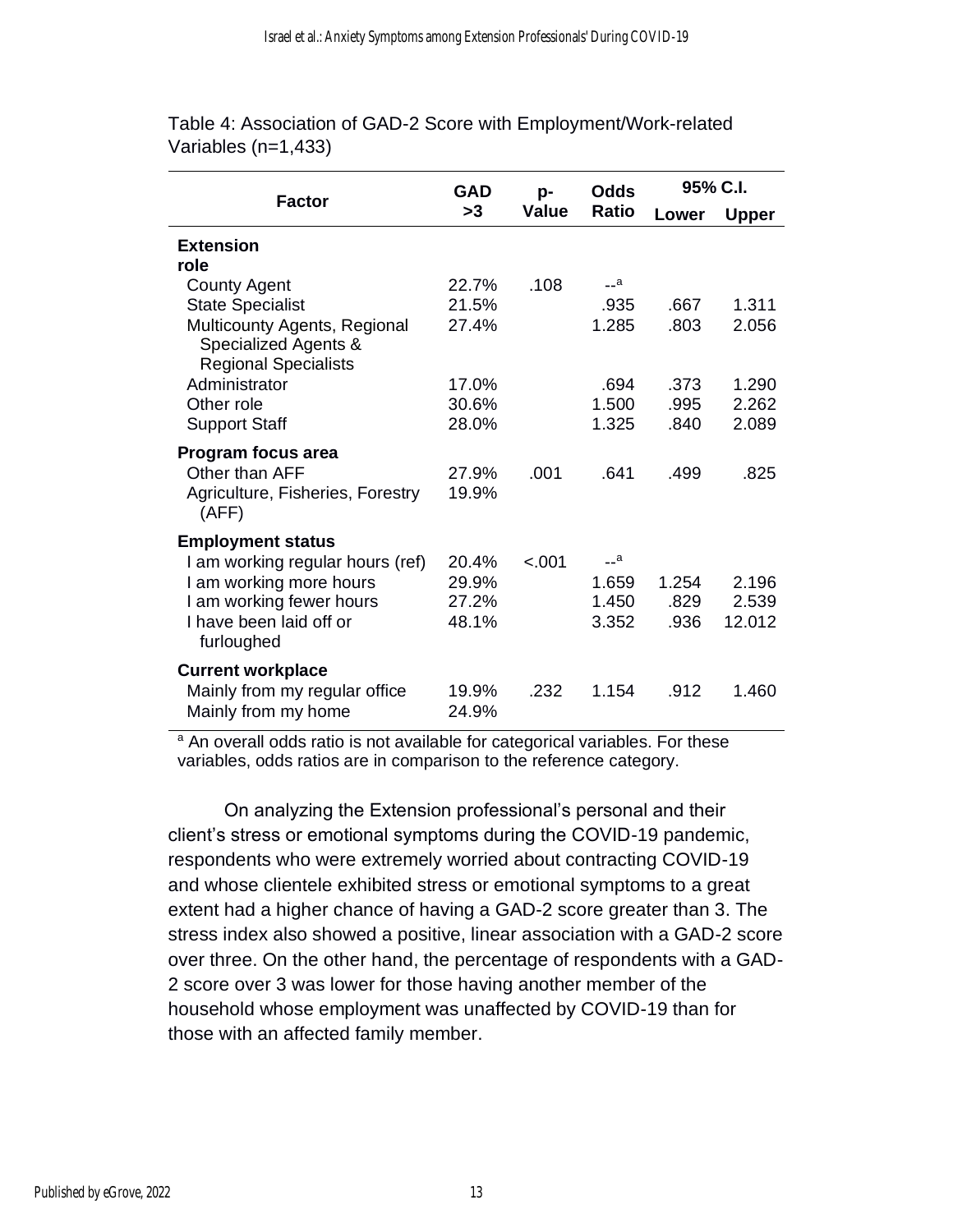Table 4: Association of GAD-2 Score with Employment/Work-related Variables (n=1,433)

| Factor | GAD >3 | p-Value | Odds Ratio | 95% C.I. | |
|---|---|---|---|---|---|
| | | | | Lower | Upper |
| **Extension role** | | | | | |
| County Agent | 22.7% | .108 | --[a] | | |
| State Specialist | 21.5% | | .935 | .667 | 1.311 |
| Multicounty Agents, Regional Specialized Agents & Regional Specialists | 27.4% | | 1.285 | .803 | 2.056 |
| Administrator | 17.0% | | .694 | .373 | 1.290 |
| Other role | 30.6% | | 1.500 | .995 | 2.262 |
| Support Staff | 28.0% | | 1.325 | .840 | 2.089 |
| **Program focus area** | | | | | |
| Other than AFF | 27.9% | .001 | .641 | .499 | .825 |
| Agriculture, Fisheries, Forestry (AFF) | 19.9% | | | | |
| **Employment status** | | | | | |
| I am working regular hours (ref) | 20.4% | <.001 | --[a] | | |
| I am working more hours | 29.9% | | 1.659 | 1.254 | 2.196 |
| I am working fewer hours | 27.2% | | 1.450 | .829 | 2.539 |
| I have been laid off or furloughed | 48.1% | | 3.352 | .936 | 12.012 |
| **Current workplace** | | | | | |
| Mainly from my regular office | 19.9% | .232 | 1.154 | .912 | 1.460 |
| Mainly from my home | 24.9% | | | | |

[a] An overall odds ratio is not available for categorical variables. For these variables, odds ratios are in comparison to the reference category.

On analyzing the Extension professional's personal and their client's stress or emotional symptoms during the COVID-19 pandemic, respondents who were extremely worried about contracting COVID-19 and whose clientele exhibited stress or emotional symptoms to a great extent had a higher chance of having a GAD-2 score greater than 3. The stress index also showed a positive, linear association with a GAD-2 score over three. On the other hand, the percentage of respondents with a GAD-2 score over 3 was lower for those having another member of the household whose employment was unaffected by COVID-19 than for those with an affected family member.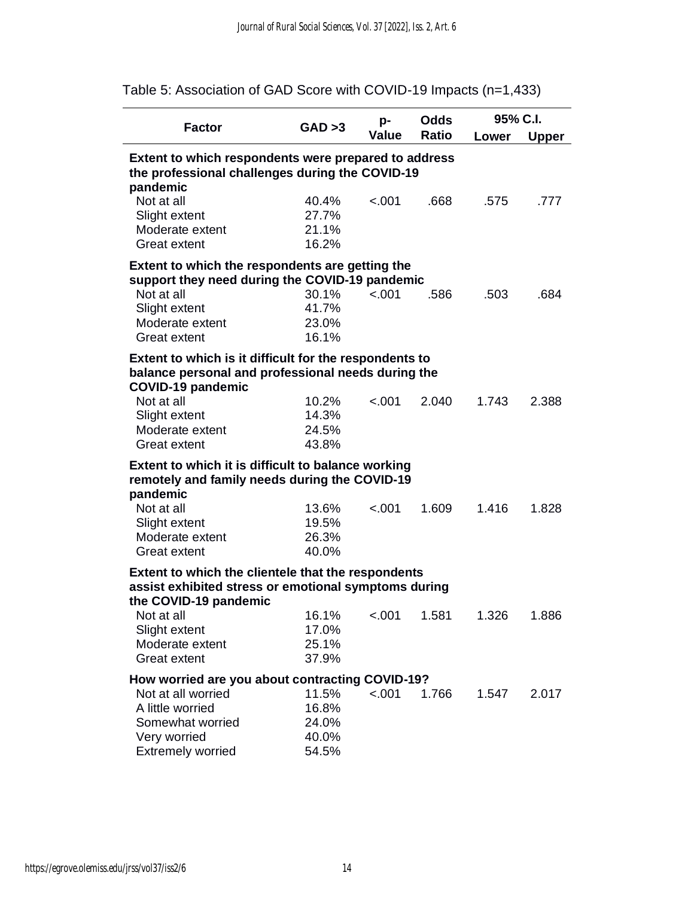Table 5: Association of GAD Score with COVID-19 Impacts (n=1,433)

| Factor | GAD >3 | p-Value | Odds Ratio | 95% C.I. Lower | 95% C.I. Upper |
|---|---|---|---|---|---|
| **Extent to which respondents were prepared to address the professional challenges during the COVID-19 pandemic** | | | | | |
| Not at all | 40.4% | <.001 | .668 | .575 | .777 |
| Slight extent | 27.7% | | | | |
| Moderate extent | 21.1% | | | | |
| Great extent | 16.2% | | | | |
| **Extent to which the respondents are getting the support they need during the COVID-19 pandemic** | | | | | |
| Not at all | 30.1% | <.001 | .586 | .503 | .684 |
| Slight extent | 41.7% | | | | |
| Moderate extent | 23.0% | | | | |
| Great extent | 16.1% | | | | |
| **Extent to which is it difficult for the respondents to balance personal and professional needs during the COVID-19 pandemic** | | | | | |
| Not at all | 10.2% | <.001 | 2.040 | 1.743 | 2.388 |
| Slight extent | 14.3% | | | | |
| Moderate extent | 24.5% | | | | |
| Great extent | 43.8% | | | | |
| **Extent to which it is difficult to balance working remotely and family needs during the COVID-19 pandemic** | | | | | |
| Not at all | 13.6% | <.001 | 1.609 | 1.416 | 1.828 |
| Slight extent | 19.5% | | | | |
| Moderate extent | 26.3% | | | | |
| Great extent | 40.0% | | | | |
| **Extent to which the clientele that the respondents assist exhibited stress or emotional symptoms during the COVID-19 pandemic** | | | | | |
| Not at all | 16.1% | <.001 | 1.581 | 1.326 | 1.886 |
| Slight extent | 17.0% | | | | |
| Moderate extent | 25.1% | | | | |
| Great extent | 37.9% | | | | |
| **How worried are you about contracting COVID-19?** | | | | | |
| Not at all worried | 11.5% | <.001 | 1.766 | 1.547 | 2.017 |
| A little worried | 16.8% | | | | |
| Somewhat worried | 24.0% | | | | |
| Very worried | 40.0% | | | | |
| Extremely worried | 54.5% | | | | |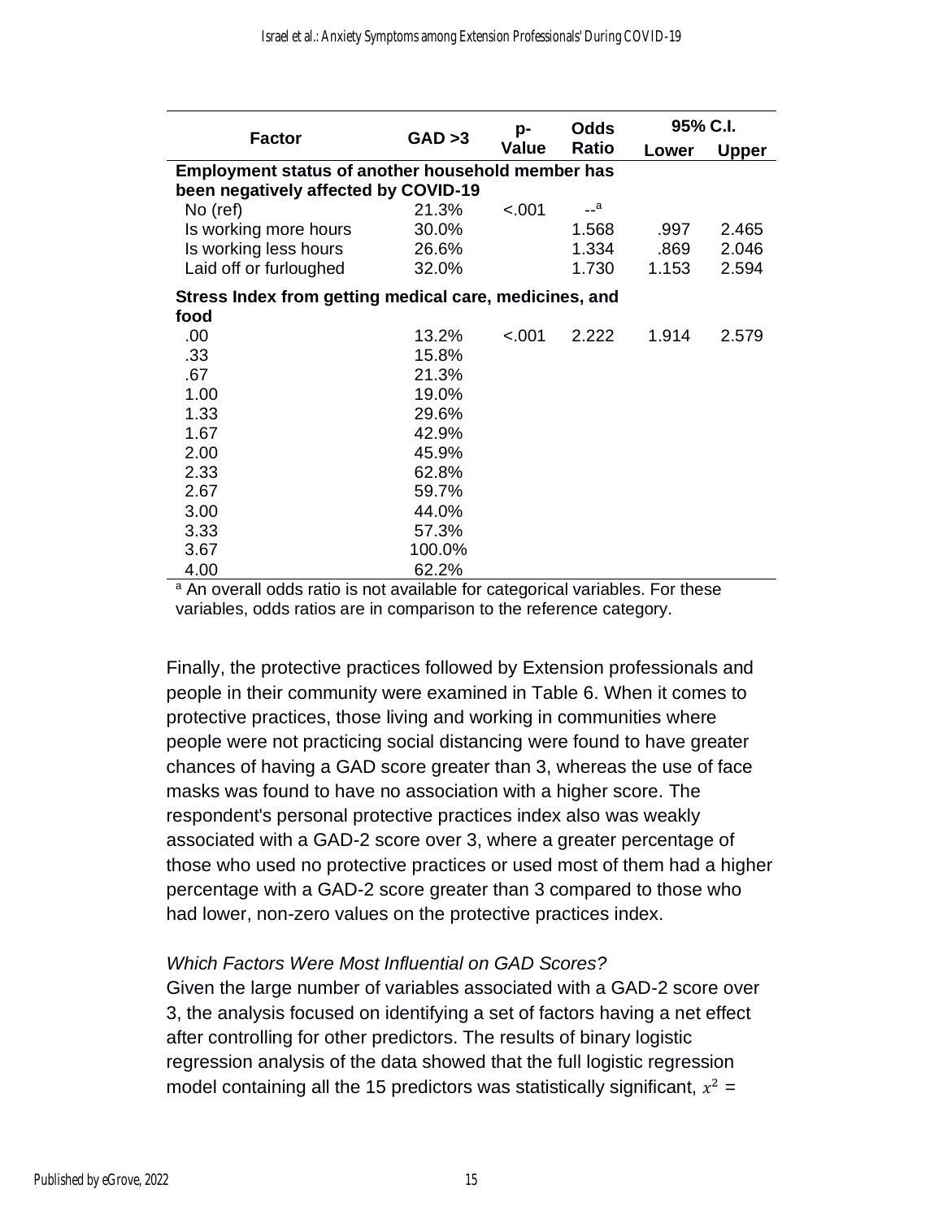| Factor | GAD >3 | p-Value | Odds Ratio | 95% C.I. Lower | 95% C.I. Upper |
|---|---|---|---|---|---|
| **Employment status of another household member has been negatively affected by COVID-19** | | | | | |
| No (ref) | 21.3% | <.001 | --[a] | | |
| Is working more hours | 30.0% | | 1.568 | .997 | 2.465 |
| Is working less hours | 26.6% | | 1.334 | .869 | 2.046 |
| Laid off or furloughed | 32.0% | | 1.730 | 1.153 | 2.594 |
| **Stress Index from getting medical care, medicines, and food** | | | | | |
| .00 | 13.2% | <.001 | 2.222 | 1.914 | 2.579 |
| .33 | 15.8% | | | | |
| .67 | 21.3% | | | | |
| 1.00 | 19.0% | | | | |
| 1.33 | 29.6% | | | | |
| 1.67 | 42.9% | | | | |
| 2.00 | 45.9% | | | | |
| 2.33 | 62.8% | | | | |
| 2.67 | 59.7% | | | | |
| 3.00 | 44.0% | | | | |
| 3.33 | 57.3% | | | | |
| 3.67 | 100.0% | | | | |
| 4.00 | 62.2% | | | | |

[a] An overall odds ratio is not available for categorical variables. For these variables, odds ratios are in comparison to the reference category.

Finally, the protective practices followed by Extension professionals and people in their community were examined in Table 6. When it comes to protective practices, those living and working in communities where people were not practicing social distancing were found to have greater chances of having a GAD score greater than 3, whereas the use of face masks was found to have no association with a higher score. The respondent's personal protective practices index also was weakly associated with a GAD-2 score over 3, where a greater percentage of those who used no protective practices or used most of them had a higher percentage with a GAD-2 score greater than 3 compared to those who had lower, non-zero values on the protective practices index.

*Which Factors Were Most Influential on GAD Scores?*

Given the large number of variables associated with a GAD-2 score over 3, the analysis focused on identifying a set of factors having a net effect after controlling for other predictors. The results of binary logistic regression analysis of the data showed that the full logistic regression model containing all the 15 predictors was statistically significant, $x^2$ =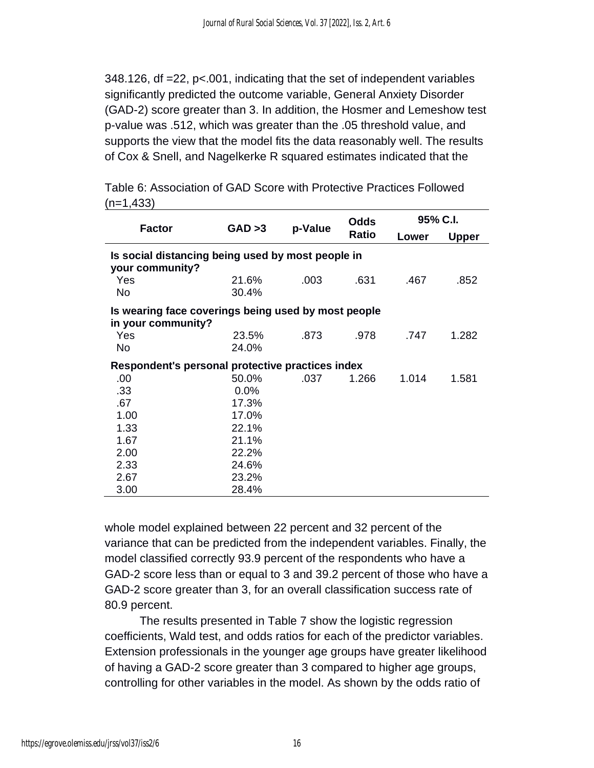348.126, df =22, p<.001, indicating that the set of independent variables significantly predicted the outcome variable, General Anxiety Disorder (GAD-2) score greater than 3. In addition, the Hosmer and Lemeshow test p-value was .512, which was greater than the .05 threshold value, and supports the view that the model fits the data reasonably well. The results of Cox & Snell, and Nagelkerke R squared estimates indicated that the

Table 6: Association of GAD Score with Protective Practices Followed (n=1,433)

| Factor | GAD >3 | p-Value | Odds Ratio | 95% C.I. | |
|---|---|---|---|---|---|
| | | | | Lower | Upper |
| **Is social distancing being used by most people in your community?** | | | | | |
| Yes | 21.6% | .003 | .631 | .467 | .852 |
| No | 30.4% | | | | |
| **Is wearing face coverings being used by most people in your community?** | | | | | |
| Yes | 23.5% | .873 | .978 | .747 | 1.282 |
| No | 24.0% | | | | |
| **Respondent's personal protective practices index** | | | | | |
| .00 | 50.0% | .037 | 1.266 | 1.014 | 1.581 |
| .33 | 0.0% | | | | |
| .67 | 17.3% | | | | |
| 1.00 | 17.0% | | | | |
| 1.33 | 22.1% | | | | |
| 1.67 | 21.1% | | | | |
| 2.00 | 22.2% | | | | |
| 2.33 | 24.6% | | | | |
| 2.67 | 23.2% | | | | |
| 3.00 | 28.4% | | | | |

whole model explained between 22 percent and 32 percent of the variance that can be predicted from the independent variables. Finally, the model classified correctly 93.9 percent of the respondents who have a GAD-2 score less than or equal to 3 and 39.2 percent of those who have a GAD-2 score greater than 3, for an overall classification success rate of 80.9 percent.

The results presented in Table 7 show the logistic regression coefficients, Wald test, and odds ratios for each of the predictor variables. Extension professionals in the younger age groups have greater likelihood of having a GAD-2 score greater than 3 compared to higher age groups, controlling for other variables in the model. As shown by the odds ratio of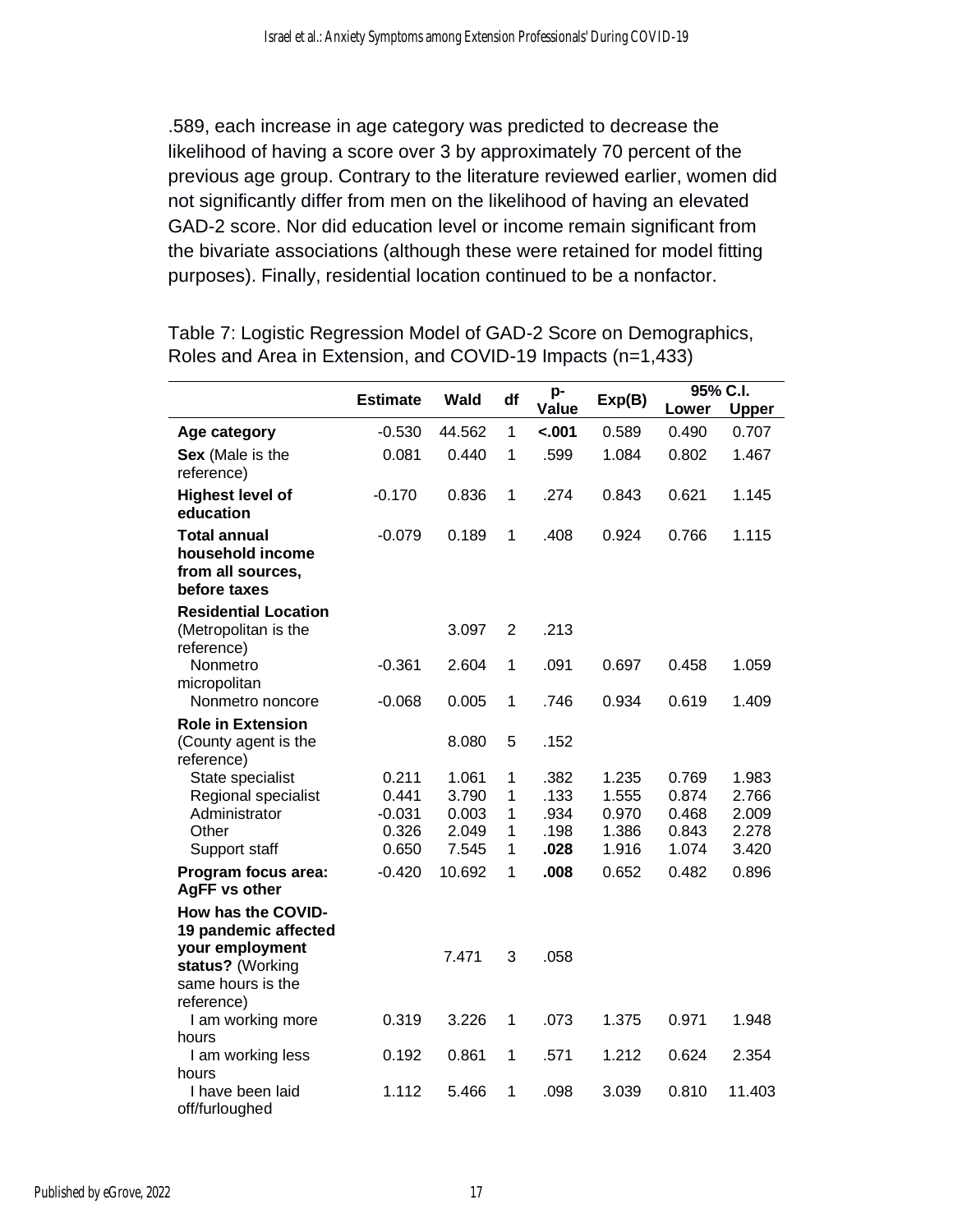.589, each increase in age category was predicted to decrease the likelihood of having a score over 3 by approximately 70 percent of the previous age group. Contrary to the literature reviewed earlier, women did not significantly differ from men on the likelihood of having an elevated GAD-2 score. Nor did education level or income remain significant from the bivariate associations (although these were retained for model fitting purposes). Finally, residential location continued to be a nonfactor.

Table 7: Logistic Regression Model of GAD-2 Score on Demographics, Roles and Area in Extension, and COVID-19 Impacts (n=1,433)

| | Estimate | Wald | df | p-Value | Exp(B) | 95% C.I. | |
|---|---|---|---|---|---|---|---|
| | | | | | | Lower | Upper |
| **Age category** | -0.530 | 44.562 | 1 | **<.001** | 0.589 | 0.490 | 0.707 |
| **Sex** (Male is the reference) | 0.081 | 0.440 | 1 | .599 | 1.084 | 0.802 | 1.467 |
| **Highest level of education** | -0.170 | 0.836 | 1 | .274 | 0.843 | 0.621 | 1.145 |
| **Total annual household income from all sources, before taxes** | -0.079 | 0.189 | 1 | .408 | 0.924 | 0.766 | 1.115 |
| **Residential Location** (Metropolitan is the reference) | | 3.097 | 2 | .213 | | | |
| Nonmetro micropolitan | -0.361 | 2.604 | 1 | .091 | 0.697 | 0.458 | 1.059 |
| Nonmetro noncore | -0.068 | 0.005 | 1 | .746 | 0.934 | 0.619 | 1.409 |
| **Role in Extension** (County agent is the reference) | | 8.080 | 5 | .152 | | | |
| State specialist | 0.211 | 1.061 | 1 | .382 | 1.235 | 0.769 | 1.983 |
| Regional specialist | 0.441 | 3.790 | 1 | .133 | 1.555 | 0.874 | 2.766 |
| Administrator | -0.031 | 0.003 | 1 | .934 | 0.970 | 0.468 | 2.009 |
| Other | 0.326 | 2.049 | 1 | .198 | 1.386 | 0.843 | 2.278 |
| Support staff | 0.650 | 7.545 | 1 | **.028** | 1.916 | 1.074 | 3.420 |
| **Program focus area: AgFF vs other** | -0.420 | 10.692 | 1 | **.008** | 0.652 | 0.482 | 0.896 |
| **How has the COVID-19 pandemic affected your employment status?** (Working same hours is the reference) | | 7.471 | 3 | .058 | | | |
| I am working more hours | 0.319 | 3.226 | 1 | .073 | 1.375 | 0.971 | 1.948 |
| I am working less hours | 0.192 | 0.861 | 1 | .571 | 1.212 | 0.624 | 2.354 |
| I have been laid off/furloughed | 1.112 | 5.466 | 1 | .098 | 3.039 | 0.810 | 11.403 |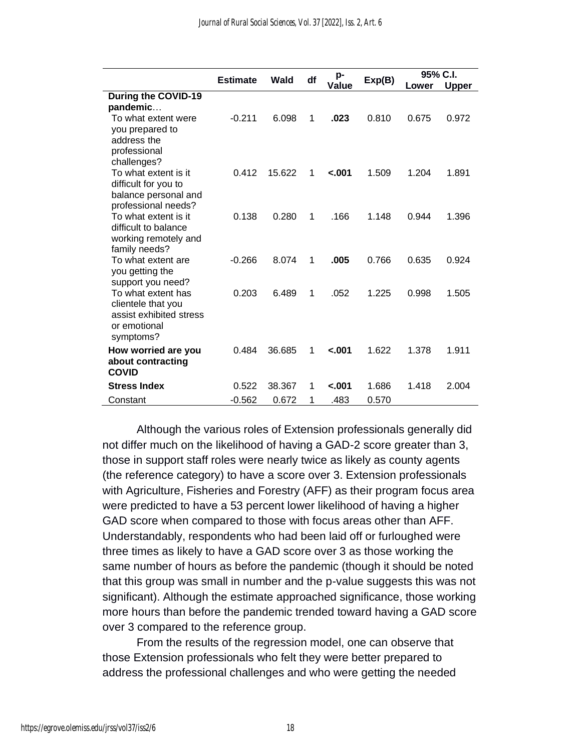| | Estimate | Wald | df | p-Value | Exp(B) | 95% C.I. | |
|---|---|---|---|---|---|---|---|
| | | | | | | Lower | Upper |
| **During the COVID-19 pandemic**… | | | | | | | |
| To what extent were you prepared to address the professional challenges? | -0.211 | 6.098 | 1 | **.023** | 0.810 | 0.675 | 0.972 |
| To what extent is it difficult for you to balance personal and professional needs? | 0.412 | 15.622 | 1 | **<.001** | 1.509 | 1.204 | 1.891 |
| To what extent is it difficult to balance working remotely and family needs? | 0.138 | 0.280 | 1 | .166 | 1.148 | 0.944 | 1.396 |
| To what extent are you getting the support you need? | -0.266 | 8.074 | 1 | **.005** | 0.766 | 0.635 | 0.924 |
| To what extent has clientele that you assist exhibited stress or emotional symptoms? | 0.203 | 6.489 | 1 | .052 | 1.225 | 0.998 | 1.505 |
| **How worried are you about contracting COVID** | 0.484 | 36.685 | 1 | **<.001** | 1.622 | 1.378 | 1.911 |
| **Stress Index** | 0.522 | 38.367 | 1 | **<.001** | 1.686 | 1.418 | 2.004 |
| Constant | -0.562 | 0.672 | 1 | .483 | 0.570 | | |

Although the various roles of Extension professionals generally did not differ much on the likelihood of having a GAD-2 score greater than 3, those in support staff roles were nearly twice as likely as county agents (the reference category) to have a score over 3. Extension professionals with Agriculture, Fisheries and Forestry (AFF) as their program focus area were predicted to have a 53 percent lower likelihood of having a higher GAD score when compared to those with focus areas other than AFF. Understandably, respondents who had been laid off or furloughed were three times as likely to have a GAD score over 3 as those working the same number of hours as before the pandemic (though it should be noted that this group was small in number and the p-value suggests this was not significant). Although the estimate approached significance, those working more hours than before the pandemic trended toward having a GAD score over 3 compared to the reference group.

From the results of the regression model, one can observe that those Extension professionals who felt they were better prepared to address the professional challenges and who were getting the needed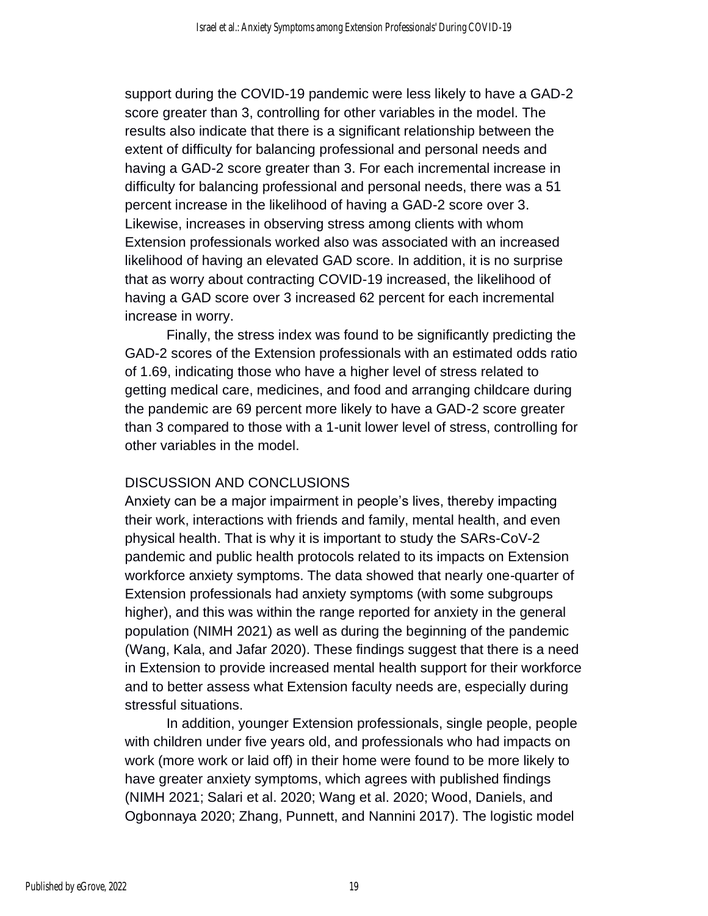support during the COVID-19 pandemic were less likely to have a GAD-2 score greater than 3, controlling for other variables in the model. The results also indicate that there is a significant relationship between the extent of difficulty for balancing professional and personal needs and having a GAD-2 score greater than 3. For each incremental increase in difficulty for balancing professional and personal needs, there was a 51 percent increase in the likelihood of having a GAD-2 score over 3. Likewise, increases in observing stress among clients with whom Extension professionals worked also was associated with an increased likelihood of having an elevated GAD score. In addition, it is no surprise that as worry about contracting COVID-19 increased, the likelihood of having a GAD score over 3 increased 62 percent for each incremental increase in worry.

Finally, the stress index was found to be significantly predicting the GAD-2 scores of the Extension professionals with an estimated odds ratio of 1.69, indicating those who have a higher level of stress related to getting medical care, medicines, and food and arranging childcare during the pandemic are 69 percent more likely to have a GAD-2 score greater than 3 compared to those with a 1-unit lower level of stress, controlling for other variables in the model.

## DISCUSSION AND CONCLUSIONS

Anxiety can be a major impairment in people's lives, thereby impacting their work, interactions with friends and family, mental health, and even physical health. That is why it is important to study the SARs-CoV-2 pandemic and public health protocols related to its impacts on Extension workforce anxiety symptoms. The data showed that nearly one-quarter of Extension professionals had anxiety symptoms (with some subgroups higher), and this was within the range reported for anxiety in the general population (NIMH 2021) as well as during the beginning of the pandemic (Wang, Kala, and Jafar 2020). These findings suggest that there is a need in Extension to provide increased mental health support for their workforce and to better assess what Extension faculty needs are, especially during stressful situations.

In addition, younger Extension professionals, single people, people with children under five years old, and professionals who had impacts on work (more work or laid off) in their home were found to be more likely to have greater anxiety symptoms, which agrees with published findings (NIMH 2021; Salari et al. 2020; Wang et al. 2020; Wood, Daniels, and Ogbonnaya 2020; Zhang, Punnett, and Nannini 2017). The logistic model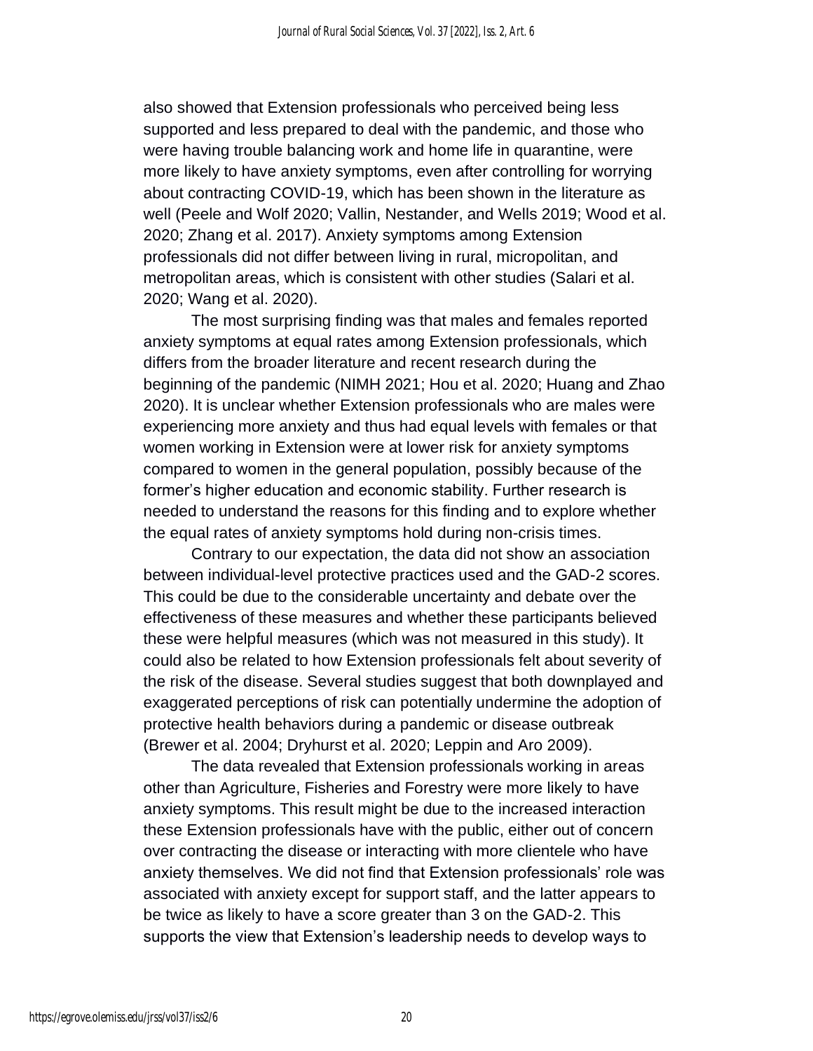also showed that Extension professionals who perceived being less supported and less prepared to deal with the pandemic, and those who were having trouble balancing work and home life in quarantine, were more likely to have anxiety symptoms, even after controlling for worrying about contracting COVID-19, which has been shown in the literature as well (Peele and Wolf 2020; Vallin, Nestander, and Wells 2019; Wood et al. 2020; Zhang et al. 2017). Anxiety symptoms among Extension professionals did not differ between living in rural, micropolitan, and metropolitan areas, which is consistent with other studies (Salari et al. 2020; Wang et al. 2020).

The most surprising finding was that males and females reported anxiety symptoms at equal rates among Extension professionals, which differs from the broader literature and recent research during the beginning of the pandemic (NIMH 2021; Hou et al. 2020; Huang and Zhao 2020). It is unclear whether Extension professionals who are males were experiencing more anxiety and thus had equal levels with females or that women working in Extension were at lower risk for anxiety symptoms compared to women in the general population, possibly because of the former's higher education and economic stability. Further research is needed to understand the reasons for this finding and to explore whether the equal rates of anxiety symptoms hold during non-crisis times.

Contrary to our expectation, the data did not show an association between individual-level protective practices used and the GAD-2 scores. This could be due to the considerable uncertainty and debate over the effectiveness of these measures and whether these participants believed these were helpful measures (which was not measured in this study). It could also be related to how Extension professionals felt about severity of the risk of the disease. Several studies suggest that both downplayed and exaggerated perceptions of risk can potentially undermine the adoption of protective health behaviors during a pandemic or disease outbreak (Brewer et al. 2004; Dryhurst et al. 2020; Leppin and Aro 2009).

The data revealed that Extension professionals working in areas other than Agriculture, Fisheries and Forestry were more likely to have anxiety symptoms. This result might be due to the increased interaction these Extension professionals have with the public, either out of concern over contracting the disease or interacting with more clientele who have anxiety themselves. We did not find that Extension professionals' role was associated with anxiety except for support staff, and the latter appears to be twice as likely to have a score greater than 3 on the GAD-2. This supports the view that Extension's leadership needs to develop ways to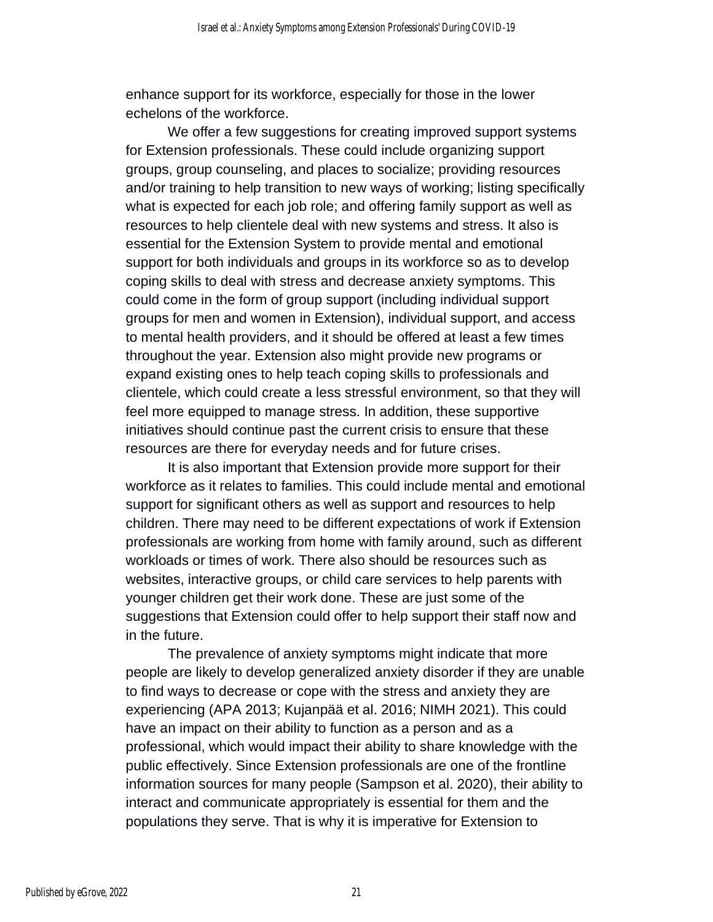enhance support for its workforce, especially for those in the lower echelons of the workforce.

We offer a few suggestions for creating improved support systems for Extension professionals. These could include organizing support groups, group counseling, and places to socialize; providing resources and/or training to help transition to new ways of working; listing specifically what is expected for each job role; and offering family support as well as resources to help clientele deal with new systems and stress. It also is essential for the Extension System to provide mental and emotional support for both individuals and groups in its workforce so as to develop coping skills to deal with stress and decrease anxiety symptoms. This could come in the form of group support (including individual support groups for men and women in Extension), individual support, and access to mental health providers, and it should be offered at least a few times throughout the year. Extension also might provide new programs or expand existing ones to help teach coping skills to professionals and clientele, which could create a less stressful environment, so that they will feel more equipped to manage stress. In addition, these supportive initiatives should continue past the current crisis to ensure that these resources are there for everyday needs and for future crises.

It is also important that Extension provide more support for their workforce as it relates to families. This could include mental and emotional support for significant others as well as support and resources to help children. There may need to be different expectations of work if Extension professionals are working from home with family around, such as different workloads or times of work. There also should be resources such as websites, interactive groups, or child care services to help parents with younger children get their work done. These are just some of the suggestions that Extension could offer to help support their staff now and in the future.

The prevalence of anxiety symptoms might indicate that more people are likely to develop generalized anxiety disorder if they are unable to find ways to decrease or cope with the stress and anxiety they are experiencing (APA 2013; Kujanpää et al. 2016; NIMH 2021). This could have an impact on their ability to function as a person and as a professional, which would impact their ability to share knowledge with the public effectively. Since Extension professionals are one of the frontline information sources for many people (Sampson et al. 2020), their ability to interact and communicate appropriately is essential for them and the populations they serve. That is why it is imperative for Extension to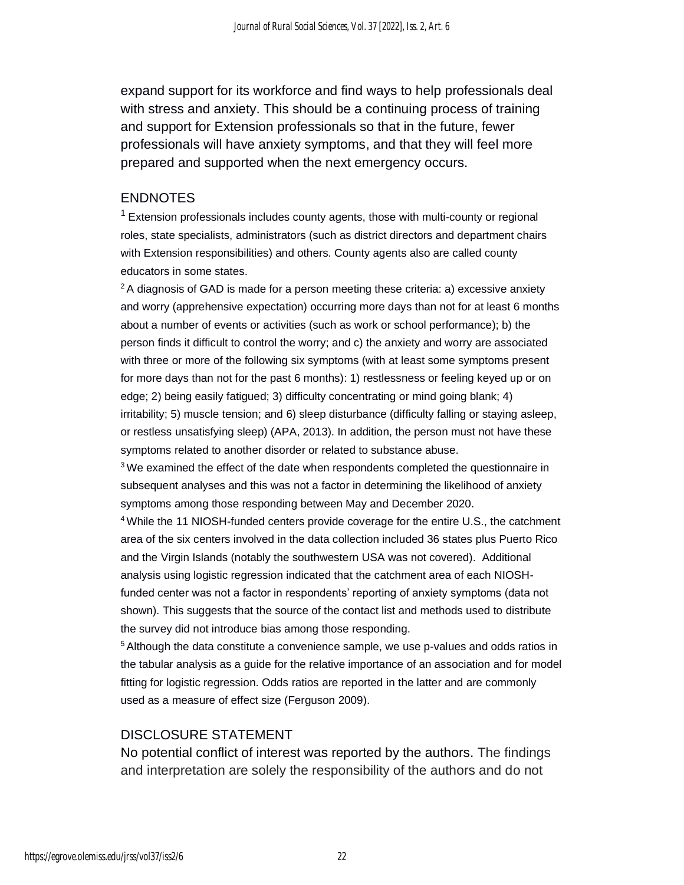expand support for its workforce and find ways to help professionals deal with stress and anxiety. This should be a continuing process of training and support for Extension professionals so that in the future, fewer professionals will have anxiety symptoms, and that they will feel more prepared and supported when the next emergency occurs.

## ENDNOTES

[1] Extension professionals includes county agents, those with multi-county or regional roles, state specialists, administrators (such as district directors and department chairs with Extension responsibilities) and others. County agents also are called county educators in some states.

[2] A diagnosis of GAD is made for a person meeting these criteria: a) excessive anxiety and worry (apprehensive expectation) occurring more days than not for at least 6 months about a number of events or activities (such as work or school performance); b) the person finds it difficult to control the worry; and c) the anxiety and worry are associated with three or more of the following six symptoms (with at least some symptoms present for more days than not for the past 6 months): 1) restlessness or feeling keyed up or on edge; 2) being easily fatigued; 3) difficulty concentrating or mind going blank; 4) irritability; 5) muscle tension; and 6) sleep disturbance (difficulty falling or staying asleep, or restless unsatisfying sleep) (APA, 2013). In addition, the person must not have these symptoms related to another disorder or related to substance abuse.

[3] We examined the effect of the date when respondents completed the questionnaire in subsequent analyses and this was not a factor in determining the likelihood of anxiety symptoms among those responding between May and December 2020.

[4] While the 11 NIOSH-funded centers provide coverage for the entire U.S., the catchment area of the six centers involved in the data collection included 36 states plus Puerto Rico and the Virgin Islands (notably the southwestern USA was not covered). Additional analysis using logistic regression indicated that the catchment area of each NIOSH-funded center was not a factor in respondents' reporting of anxiety symptoms (data not shown). This suggests that the source of the contact list and methods used to distribute the survey did not introduce bias among those responding.

[5] Although the data constitute a convenience sample, we use p-values and odds ratios in the tabular analysis as a guide for the relative importance of an association and for model fitting for logistic regression. Odds ratios are reported in the latter and are commonly used as a measure of effect size (Ferguson 2009).

## DISCLOSURE STATEMENT

No potential conflict of interest was reported by the authors. The findings and interpretation are solely the responsibility of the authors and do not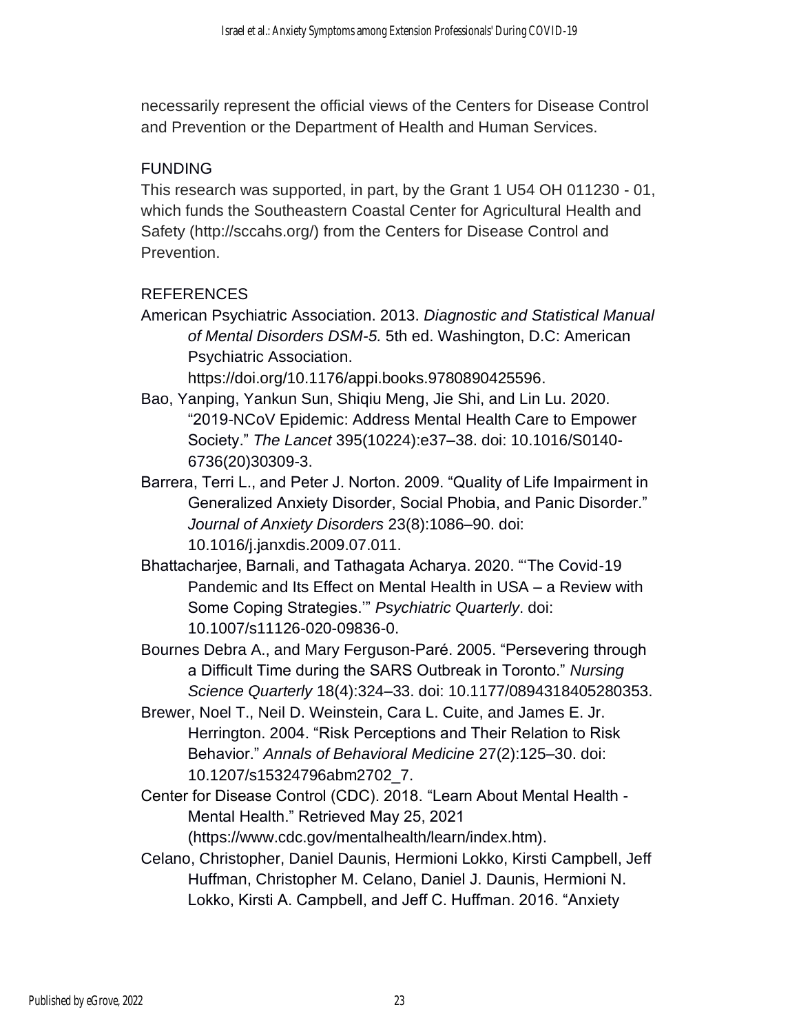necessarily represent the official views of the Centers for Disease Control and Prevention or the Department of Health and Human Services.

## FUNDING

This research was supported, in part, by the Grant 1 U54 OH 011230 - 01, which funds the Southeastern Coastal Center for Agricultural Health and Safety (http://sccahs.org/) from the Centers for Disease Control and Prevention.

## REFERENCES

American Psychiatric Association. 2013. *Diagnostic and Statistical Manual of Mental Disorders DSM-5.* 5th ed. Washington, D.C: American Psychiatric Association. https://doi.org/10.1176/appi.books.9780890425596.

Bao, Yanping, Yankun Sun, Shiqiu Meng, Jie Shi, and Lin Lu. 2020. "2019-NCoV Epidemic: Address Mental Health Care to Empower Society." *The Lancet* 395(10224):e37–38. doi: 10.1016/S0140-6736(20)30309-3.

Barrera, Terri L., and Peter J. Norton. 2009. "Quality of Life Impairment in Generalized Anxiety Disorder, Social Phobia, and Panic Disorder." *Journal of Anxiety Disorders* 23(8):1086–90. doi: 10.1016/j.janxdis.2009.07.011.

Bhattacharjee, Barnali, and Tathagata Acharya. 2020. "'The Covid-19 Pandemic and Its Effect on Mental Health in USA – a Review with Some Coping Strategies.'" *Psychiatric Quarterly*. doi: 10.1007/s11126-020-09836-0.

Bournes Debra A., and Mary Ferguson-Paré. 2005. "Persevering through a Difficult Time during the SARS Outbreak in Toronto." *Nursing Science Quarterly* 18(4):324–33. doi: 10.1177/0894318405280353.

Brewer, Noel T., Neil D. Weinstein, Cara L. Cuite, and James E. Jr. Herrington. 2004. "Risk Perceptions and Their Relation to Risk Behavior." *Annals of Behavioral Medicine* 27(2):125–30. doi: 10.1207/s15324796abm2702_7.

Center for Disease Control (CDC). 2018. "Learn About Mental Health - Mental Health." Retrieved May 25, 2021 (https://www.cdc.gov/mentalhealth/learn/index.htm).

Celano, Christopher, Daniel Daunis, Hermioni Lokko, Kirsti Campbell, Jeff Huffman, Christopher M. Celano, Daniel J. Daunis, Hermioni N. Lokko, Kirsti A. Campbell, and Jeff C. Huffman. 2016. "Anxiety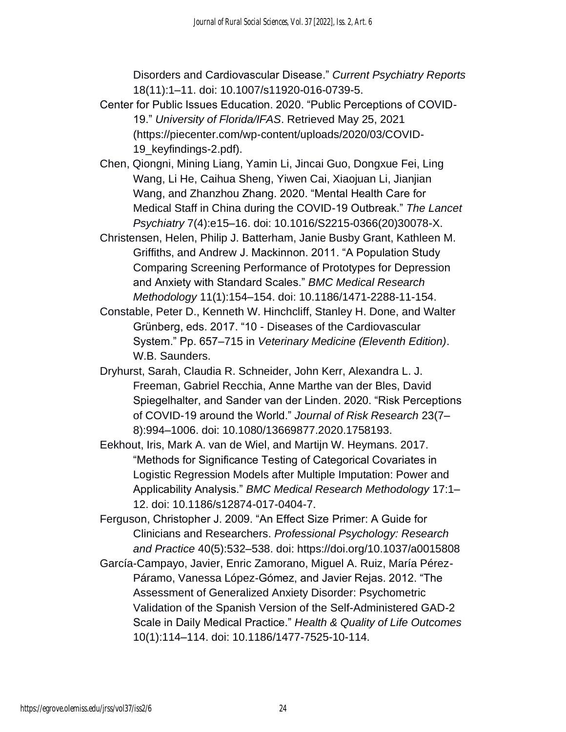Disorders and Cardiovascular Disease." *Current Psychiatry Reports* 18(11):1–11. doi: 10.1007/s11920-016-0739-5.

Center for Public Issues Education. 2020. "Public Perceptions of COVID-19." *University of Florida/IFAS*. Retrieved May 25, 2021 (https://piecenter.com/wp-content/uploads/2020/03/COVID-19_keyfindings-2.pdf).

Chen, Qiongni, Mining Liang, Yamin Li, Jincai Guo, Dongxue Fei, Ling Wang, Li He, Caihua Sheng, Yiwen Cai, Xiaojuan Li, Jianjian Wang, and Zhanzhou Zhang. 2020. "Mental Health Care for Medical Staff in China during the COVID-19 Outbreak." *The Lancet Psychiatry* 7(4):e15–16. doi: 10.1016/S2215-0366(20)30078-X.

Christensen, Helen, Philip J. Batterham, Janie Busby Grant, Kathleen M. Griffiths, and Andrew J. Mackinnon. 2011. "A Population Study Comparing Screening Performance of Prototypes for Depression and Anxiety with Standard Scales." *BMC Medical Research Methodology* 11(1):154–154. doi: 10.1186/1471-2288-11-154.

Constable, Peter D., Kenneth W. Hinchcliff, Stanley H. Done, and Walter Grünberg, eds. 2017. "10 - Diseases of the Cardiovascular System." Pp. 657–715 in *Veterinary Medicine (Eleventh Edition)*. W.B. Saunders.

Dryhurst, Sarah, Claudia R. Schneider, John Kerr, Alexandra L. J. Freeman, Gabriel Recchia, Anne Marthe van der Bles, David Spiegelhalter, and Sander van der Linden. 2020. "Risk Perceptions of COVID-19 around the World." *Journal of Risk Research* 23(7–8):994–1006. doi: 10.1080/13669877.2020.1758193.

Eekhout, Iris, Mark A. van de Wiel, and Martijn W. Heymans. 2017. "Methods for Significance Testing of Categorical Covariates in Logistic Regression Models after Multiple Imputation: Power and Applicability Analysis." *BMC Medical Research Methodology* 17:1–12. doi: 10.1186/s12874-017-0404-7.

Ferguson, Christopher J. 2009. "An Effect Size Primer: A Guide for Clinicians and Researchers. *Professional Psychology: Research and Practice* 40(5):532–538. doi: https://doi.org/10.1037/a0015808

García-Campayo, Javier, Enric Zamorano, Miguel A. Ruiz, María Pérez-Páramo, Vanessa López-Gómez, and Javier Rejas. 2012. "The Assessment of Generalized Anxiety Disorder: Psychometric Validation of the Spanish Version of the Self-Administered GAD-2 Scale in Daily Medical Practice." *Health & Quality of Life Outcomes* 10(1):114–114. doi: 10.1186/1477-7525-10-114.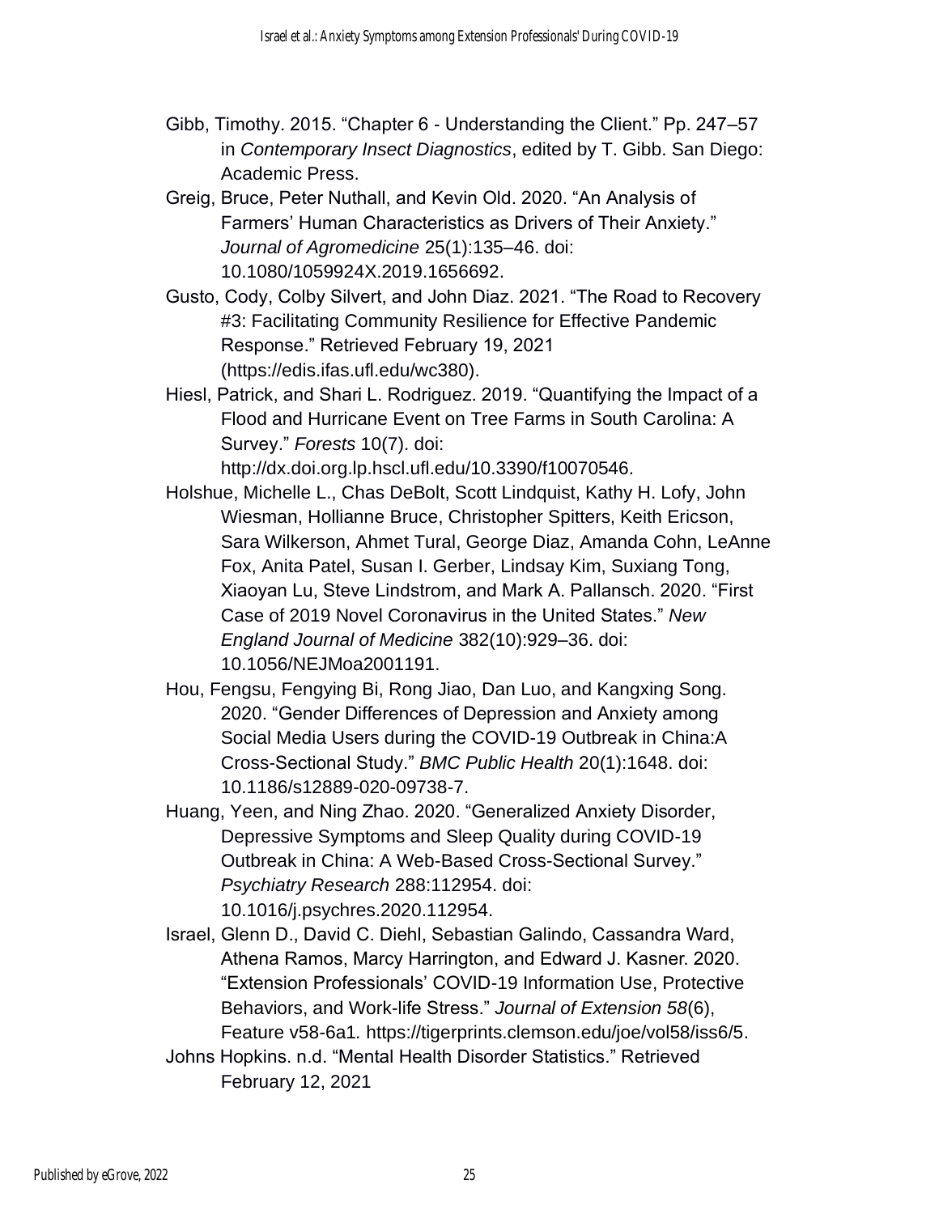Gibb, Timothy. 2015. “Chapter 6 - Understanding the Client.” Pp. 247–57 in *Contemporary Insect Diagnostics*, edited by T. Gibb. San Diego: Academic Press.

Greig, Bruce, Peter Nuthall, and Kevin Old. 2020. “An Analysis of Farmers’ Human Characteristics as Drivers of Their Anxiety.” *Journal of Agromedicine* 25(1):135–46. doi: 10.1080/1059924X.2019.1656692.

Gusto, Cody, Colby Silvert, and John Diaz. 2021. “The Road to Recovery #3: Facilitating Community Resilience for Effective Pandemic Response.” Retrieved February 19, 2021 (https://edis.ifas.ufl.edu/wc380).

Hiesl, Patrick, and Shari L. Rodriguez. 2019. “Quantifying the Impact of a Flood and Hurricane Event on Tree Farms in South Carolina: A Survey.” *Forests* 10(7). doi: http://dx.doi.org.lp.hscl.ufl.edu/10.3390/f10070546.

Holshue, Michelle L., Chas DeBolt, Scott Lindquist, Kathy H. Lofy, John Wiesman, Hollianne Bruce, Christopher Spitters, Keith Ericson, Sara Wilkerson, Ahmet Tural, George Diaz, Amanda Cohn, LeAnne Fox, Anita Patel, Susan I. Gerber, Lindsay Kim, Suxiang Tong, Xiaoyan Lu, Steve Lindstrom, and Mark A. Pallansch. 2020. “First Case of 2019 Novel Coronavirus in the United States.” *New England Journal of Medicine* 382(10):929–36. doi: 10.1056/NEJMoa2001191.

Hou, Fengsu, Fengying Bi, Rong Jiao, Dan Luo, and Kangxing Song. 2020. “Gender Differences of Depression and Anxiety among Social Media Users during the COVID-19 Outbreak in China:A Cross-Sectional Study.” *BMC Public Health* 20(1):1648. doi: 10.1186/s12889-020-09738-7.

Huang, Yeen, and Ning Zhao. 2020. “Generalized Anxiety Disorder, Depressive Symptoms and Sleep Quality during COVID-19 Outbreak in China: A Web-Based Cross-Sectional Survey.” *Psychiatry Research* 288:112954. doi: 10.1016/j.psychres.2020.112954.

Israel, Glenn D., David C. Diehl, Sebastian Galindo, Cassandra Ward, Athena Ramos, Marcy Harrington, and Edward J. Kasner. 2020. “Extension Professionals’ COVID-19 Information Use, Protective Behaviors, and Work-life Stress.” *Journal of Extension 58*(6), Feature v58-6a1. https://tigerprints.clemson.edu/joe/vol58/iss6/5.

Johns Hopkins. n.d. “Mental Health Disorder Statistics.” Retrieved February 12, 2021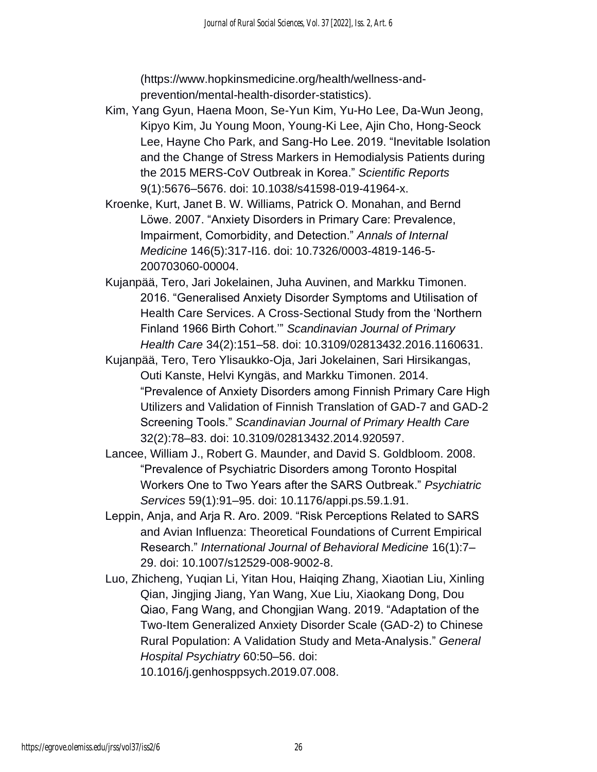(https://www.hopkinsmedicine.org/health/wellness-and-prevention/mental-health-disorder-statistics).

Kim, Yang Gyun, Haena Moon, Se-Yun Kim, Yu-Ho Lee, Da-Wun Jeong, Kipyo Kim, Ju Young Moon, Young-Ki Lee, Ajin Cho, Hong-Seock Lee, Hayne Cho Park, and Sang-Ho Lee. 2019. "Inevitable Isolation and the Change of Stress Markers in Hemodialysis Patients during the 2015 MERS-CoV Outbreak in Korea." *Scientific Reports* 9(1):5676–5676. doi: 10.1038/s41598-019-41964-x.

Kroenke, Kurt, Janet B. W. Williams, Patrick O. Monahan, and Bernd Löwe. 2007. "Anxiety Disorders in Primary Care: Prevalence, Impairment, Comorbidity, and Detection." *Annals of Internal Medicine* 146(5):317-I16. doi: 10.7326/0003-4819-146-5-200703060-00004.

Kujanpää, Tero, Jari Jokelainen, Juha Auvinen, and Markku Timonen. 2016. "Generalised Anxiety Disorder Symptoms and Utilisation of Health Care Services. A Cross-Sectional Study from the 'Northern Finland 1966 Birth Cohort.'" *Scandinavian Journal of Primary Health Care* 34(2):151–58. doi: 10.3109/02813432.2016.1160631.

Kujanpää, Tero, Tero Ylisaukko-Oja, Jari Jokelainen, Sari Hirsikangas, Outi Kanste, Helvi Kyngäs, and Markku Timonen. 2014. "Prevalence of Anxiety Disorders among Finnish Primary Care High Utilizers and Validation of Finnish Translation of GAD-7 and GAD-2 Screening Tools." *Scandinavian Journal of Primary Health Care* 32(2):78–83. doi: 10.3109/02813432.2014.920597.

Lancee, William J., Robert G. Maunder, and David S. Goldbloom. 2008. "Prevalence of Psychiatric Disorders among Toronto Hospital Workers One to Two Years after the SARS Outbreak." *Psychiatric Services* 59(1):91–95. doi: 10.1176/appi.ps.59.1.91.

Leppin, Anja, and Arja R. Aro. 2009. "Risk Perceptions Related to SARS and Avian Influenza: Theoretical Foundations of Current Empirical Research." *International Journal of Behavioral Medicine* 16(1):7–29. doi: 10.1007/s12529-008-9002-8.

Luo, Zhicheng, Yuqian Li, Yitan Hou, Haiqing Zhang, Xiaotian Liu, Xinling Qian, Jingjing Jiang, Yan Wang, Xue Liu, Xiaokang Dong, Dou Qiao, Fang Wang, and Chongjian Wang. 2019. "Adaptation of the Two-Item Generalized Anxiety Disorder Scale (GAD-2) to Chinese Rural Population: A Validation Study and Meta-Analysis." *General Hospital Psychiatry* 60:50–56. doi: 10.1016/j.genhosppsych.2019.07.008.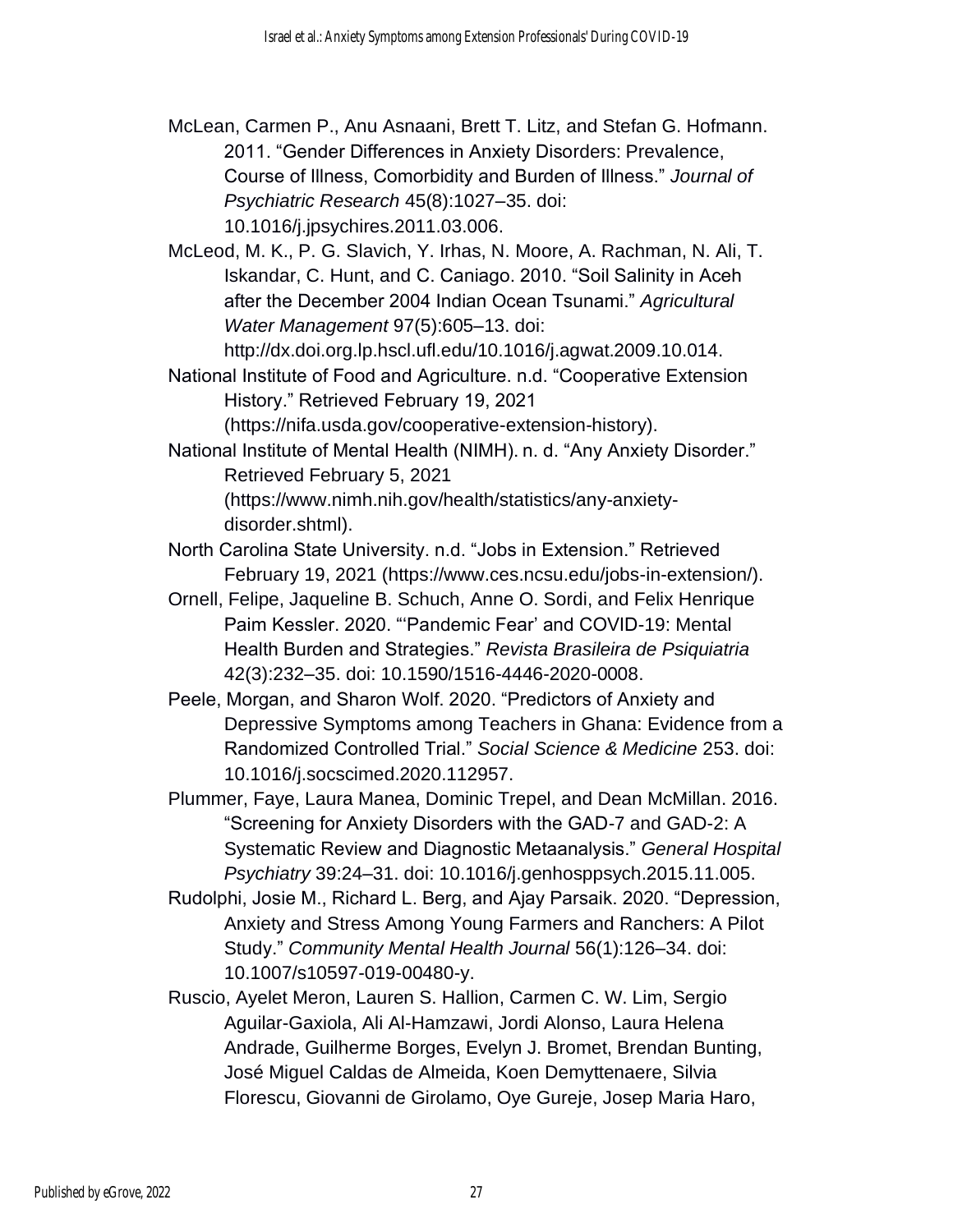McLean, Carmen P., Anu Asnaani, Brett T. Litz, and Stefan G. Hofmann. 2011. "Gender Differences in Anxiety Disorders: Prevalence, Course of Illness, Comorbidity and Burden of Illness." *Journal of Psychiatric Research* 45(8):1027–35. doi: 10.1016/j.jpsychires.2011.03.006.

McLeod, M. K., P. G. Slavich, Y. Irhas, N. Moore, A. Rachman, N. Ali, T. Iskandar, C. Hunt, and C. Caniago. 2010. "Soil Salinity in Aceh after the December 2004 Indian Ocean Tsunami." *Agricultural Water Management* 97(5):605–13. doi: http://dx.doi.org.lp.hscl.ufl.edu/10.1016/j.agwat.2009.10.014.

National Institute of Food and Agriculture. n.d. "Cooperative Extension History." Retrieved February 19, 2021 (https://nifa.usda.gov/cooperative-extension-history).

National Institute of Mental Health (NIMH). n. d. "Any Anxiety Disorder." Retrieved February 5, 2021 (https://www.nimh.nih.gov/health/statistics/any-anxiety-disorder.shtml).

North Carolina State University. n.d. "Jobs in Extension." Retrieved February 19, 2021 (https://www.ces.ncsu.edu/jobs-in-extension/).

Ornell, Felipe, Jaqueline B. Schuch, Anne O. Sordi, and Felix Henrique Paim Kessler. 2020. "'Pandemic Fear' and COVID-19: Mental Health Burden and Strategies." *Revista Brasileira de Psiquiatria* 42(3):232–35. doi: 10.1590/1516-4446-2020-0008.

Peele, Morgan, and Sharon Wolf. 2020. "Predictors of Anxiety and Depressive Symptoms among Teachers in Ghana: Evidence from a Randomized Controlled Trial." *Social Science & Medicine* 253. doi: 10.1016/j.socscimed.2020.112957.

Plummer, Faye, Laura Manea, Dominic Trepel, and Dean McMillan. 2016. "Screening for Anxiety Disorders with the GAD-7 and GAD-2: A Systematic Review and Diagnostic Metaanalysis." *General Hospital Psychiatry* 39:24–31. doi: 10.1016/j.genhosppsych.2015.11.005.

Rudolphi, Josie M., Richard L. Berg, and Ajay Parsaik. 2020. "Depression, Anxiety and Stress Among Young Farmers and Ranchers: A Pilot Study." *Community Mental Health Journal* 56(1):126–34. doi: 10.1007/s10597-019-00480-y.

Ruscio, Ayelet Meron, Lauren S. Hallion, Carmen C. W. Lim, Sergio Aguilar-Gaxiola, Ali Al-Hamzawi, Jordi Alonso, Laura Helena Andrade, Guilherme Borges, Evelyn J. Bromet, Brendan Bunting, José Miguel Caldas de Almeida, Koen Demyttenaere, Silvia Florescu, Giovanni de Girolamo, Oye Gureje, Josep Maria Haro,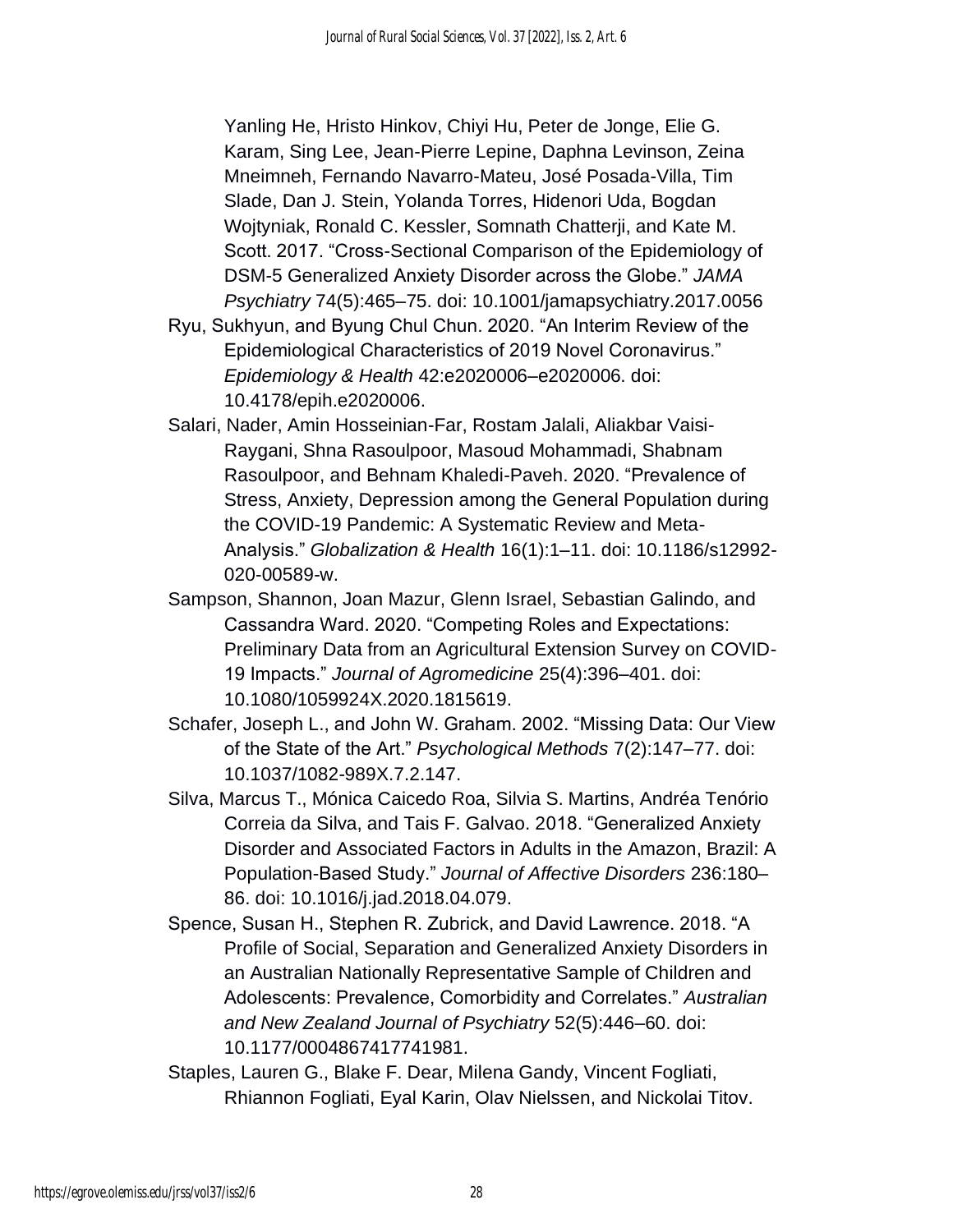Yanling He, Hristo Hinkov, Chiyi Hu, Peter de Jonge, Elie G. Karam, Sing Lee, Jean-Pierre Lepine, Daphna Levinson, Zeina Mneimneh, Fernando Navarro-Mateu, José Posada-Villa, Tim Slade, Dan J. Stein, Yolanda Torres, Hidenori Uda, Bogdan Wojtyniak, Ronald C. Kessler, Somnath Chatterji, and Kate M. Scott. 2017. "Cross-Sectional Comparison of the Epidemiology of DSM-5 Generalized Anxiety Disorder across the Globe." *JAMA Psychiatry* 74(5):465–75. doi: 10.1001/jamapsychiatry.2017.0056

Ryu, Sukhyun, and Byung Chul Chun. 2020. "An Interim Review of the Epidemiological Characteristics of 2019 Novel Coronavirus." *Epidemiology & Health* 42:e2020006–e2020006. doi: 10.4178/epih.e2020006.

Salari, Nader, Amin Hosseinian-Far, Rostam Jalali, Aliakbar Vaisi-Raygani, Shna Rasoulpoor, Masoud Mohammadi, Shabnam Rasoulpoor, and Behnam Khaledi-Paveh. 2020. "Prevalence of Stress, Anxiety, Depression among the General Population during the COVID-19 Pandemic: A Systematic Review and Meta-Analysis." *Globalization & Health* 16(1):1–11. doi: 10.1186/s12992-020-00589-w.

Sampson, Shannon, Joan Mazur, Glenn Israel, Sebastian Galindo, and Cassandra Ward. 2020. "Competing Roles and Expectations: Preliminary Data from an Agricultural Extension Survey on COVID-19 Impacts." *Journal of Agromedicine* 25(4):396–401. doi: 10.1080/1059924X.2020.1815619.

Schafer, Joseph L., and John W. Graham. 2002. "Missing Data: Our View of the State of the Art." *Psychological Methods* 7(2):147–77. doi: 10.1037/1082-989X.7.2.147.

Silva, Marcus T., Mónica Caicedo Roa, Silvia S. Martins, Andréa Tenório Correia da Silva, and Tais F. Galvao. 2018. "Generalized Anxiety Disorder and Associated Factors in Adults in the Amazon, Brazil: A Population-Based Study." *Journal of Affective Disorders* 236:180–86. doi: 10.1016/j.jad.2018.04.079.

Spence, Susan H., Stephen R. Zubrick, and David Lawrence. 2018. "A Profile of Social, Separation and Generalized Anxiety Disorders in an Australian Nationally Representative Sample of Children and Adolescents: Prevalence, Comorbidity and Correlates." *Australian and New Zealand Journal of Psychiatry* 52(5):446–60. doi: 10.1177/0004867417741981.

Staples, Lauren G., Blake F. Dear, Milena Gandy, Vincent Fogliati, Rhiannon Fogliati, Eyal Karin, Olav Nielssen, and Nickolai Titov.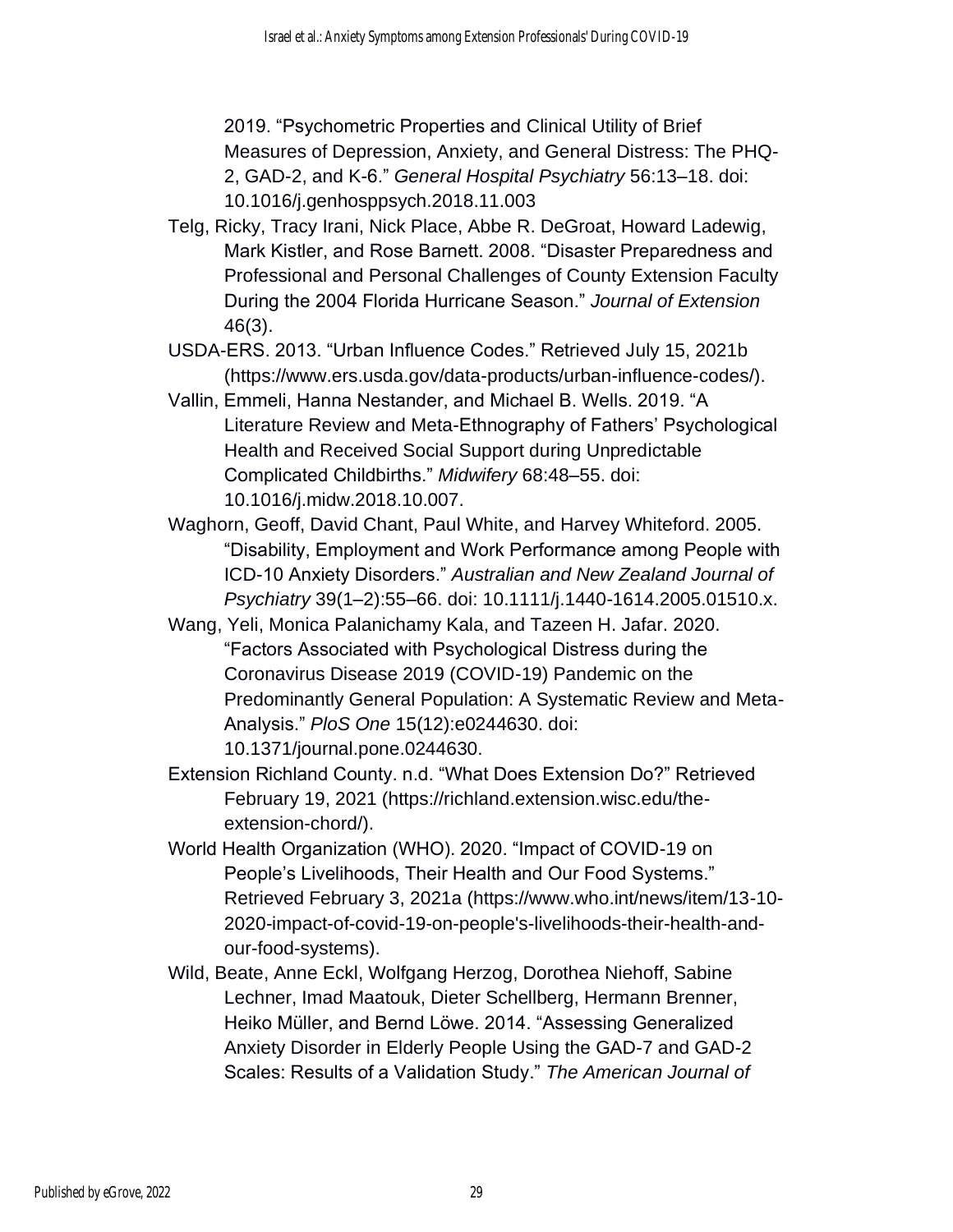2019. “Psychometric Properties and Clinical Utility of Brief Measures of Depression, Anxiety, and General Distress: The PHQ-2, GAD-2, and K-6.” *General Hospital Psychiatry* 56:13–18. doi: 10.1016/j.genhosppsych.2018.11.003

Telg, Ricky, Tracy Irani, Nick Place, Abbe R. DeGroat, Howard Ladewig, Mark Kistler, and Rose Barnett. 2008. “Disaster Preparedness and Professional and Personal Challenges of County Extension Faculty During the 2004 Florida Hurricane Season.” *Journal of Extension* 46(3).

USDA-ERS. 2013. “Urban Influence Codes.” Retrieved July 15, 2021b (https://www.ers.usda.gov/data-products/urban-influence-codes/).

Vallin, Emmeli, Hanna Nestander, and Michael B. Wells. 2019. “A Literature Review and Meta-Ethnography of Fathers’ Psychological Health and Received Social Support during Unpredictable Complicated Childbirths.” *Midwifery* 68:48–55. doi: 10.1016/j.midw.2018.10.007.

Waghorn, Geoff, David Chant, Paul White, and Harvey Whiteford. 2005. “Disability, Employment and Work Performance among People with ICD-10 Anxiety Disorders.” *Australian and New Zealand Journal of Psychiatry* 39(1–2):55–66. doi: 10.1111/j.1440-1614.2005.01510.x.

Wang, Yeli, Monica Palanichamy Kala, and Tazeen H. Jafar. 2020. “Factors Associated with Psychological Distress during the Coronavirus Disease 2019 (COVID-19) Pandemic on the Predominantly General Population: A Systematic Review and Meta-Analysis.” *PloS One* 15(12):e0244630. doi: 10.1371/journal.pone.0244630.

Extension Richland County. n.d. “What Does Extension Do?” Retrieved February 19, 2021 (https://richland.extension.wisc.edu/the-extension-chord/).

World Health Organization (WHO). 2020. “Impact of COVID-19 on People’s Livelihoods, Their Health and Our Food Systems.” Retrieved February 3, 2021a (https://www.who.int/news/item/13-10-2020-impact-of-covid-19-on-people's-livelihoods-their-health-and-our-food-systems).

Wild, Beate, Anne Eckl, Wolfgang Herzog, Dorothea Niehoff, Sabine Lechner, Imad Maatouk, Dieter Schellberg, Hermann Brenner, Heiko Müller, and Bernd Löwe. 2014. “Assessing Generalized Anxiety Disorder in Elderly People Using the GAD-7 and GAD-2 Scales: Results of a Validation Study.” *The American Journal of*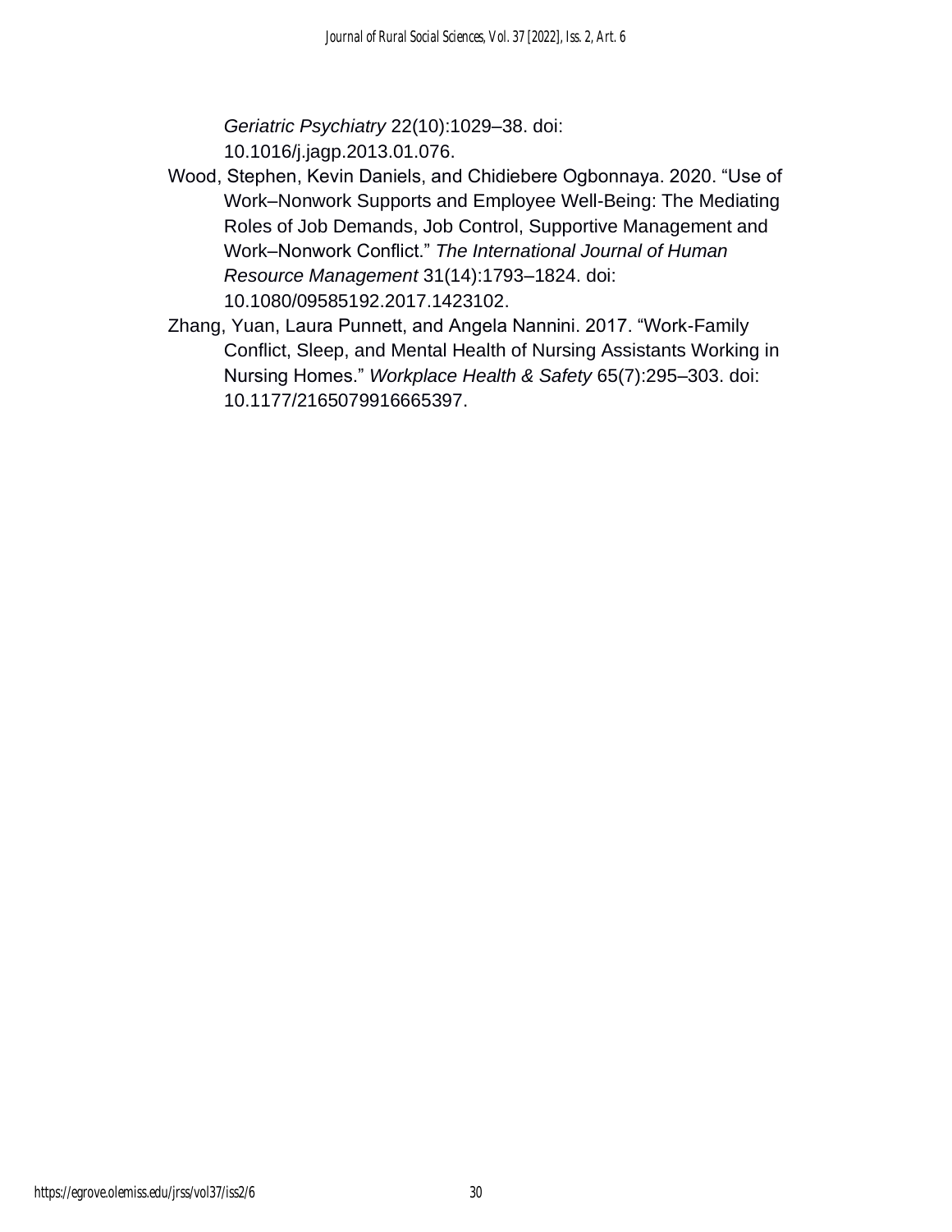*Geriatric Psychiatry* 22(10):1029–38. doi: 10.1016/j.jagp.2013.01.076.

Wood, Stephen, Kevin Daniels, and Chidiebere Ogbonnaya. 2020. “Use of Work–Nonwork Supports and Employee Well-Being: The Mediating Roles of Job Demands, Job Control, Supportive Management and Work–Nonwork Conflict.” *The International Journal of Human Resource Management* 31(14):1793–1824. doi: 10.1080/09585192.2017.1423102.

Zhang, Yuan, Laura Punnett, and Angela Nannini. 2017. “Work-Family Conflict, Sleep, and Mental Health of Nursing Assistants Working in Nursing Homes.” *Workplace Health & Safety* 65(7):295–303. doi: 10.1177/2165079916665397.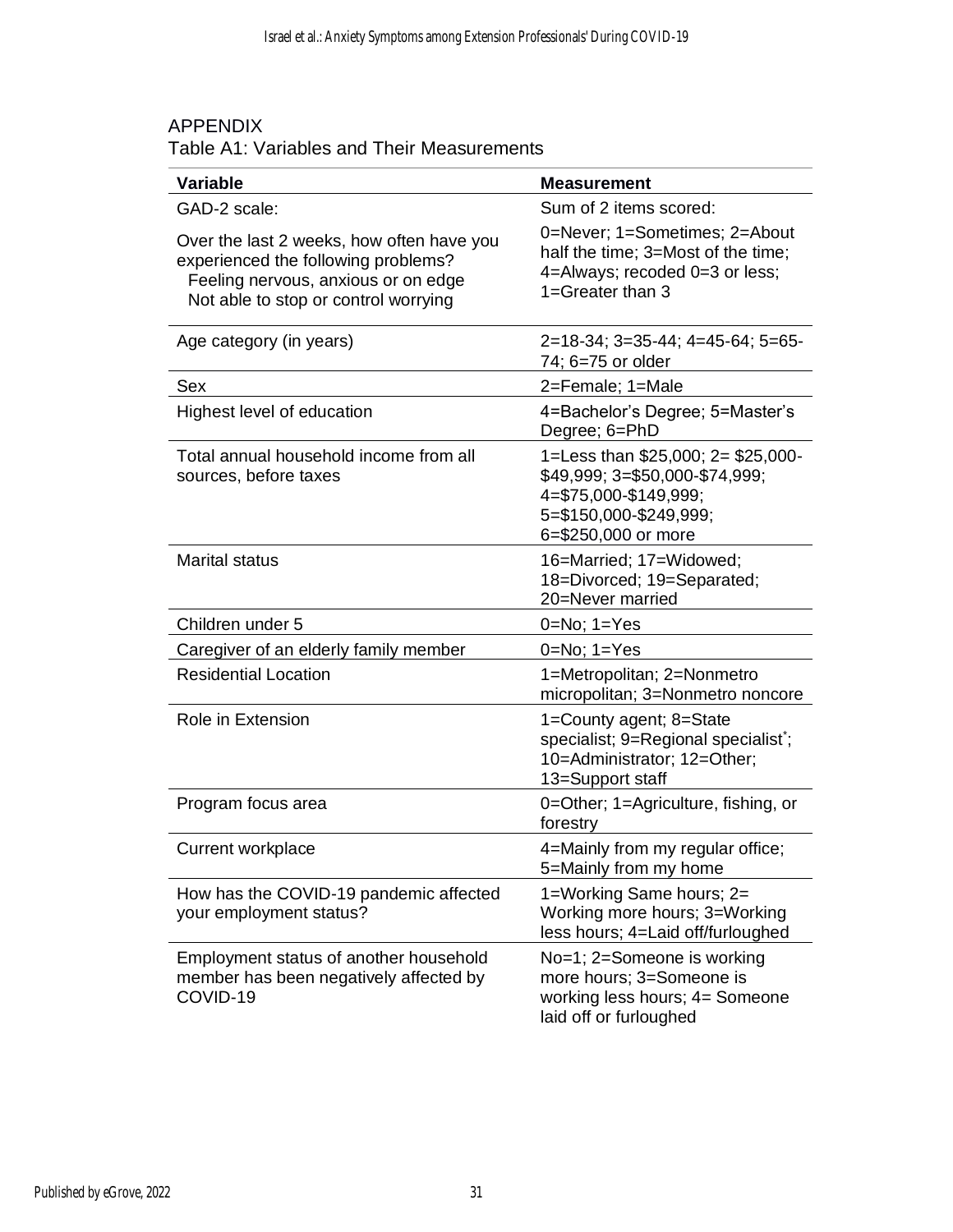## APPENDIX

Table A1: Variables and Their Measurements

| Variable | Measurement |
|---|---|
| GAD-2 scale: | Sum of 2 items scored: |
| Over the last 2 weeks, how often have you experienced the following problems? Feeling nervous, anxious or on edge Not able to stop or control worrying | 0=Never; 1=Sometimes; 2=About half the time; 3=Most of the time; 4=Always; recoded 0=3 or less; 1=Greater than 3 |
| Age category (in years) | 2=18-34; 3=35-44; 4=45-64; 5=65-74; 6=75 or older |
| Sex | 2=Female; 1=Male |
| Highest level of education | 4=Bachelor's Degree; 5=Master's Degree; 6=PhD |
| Total annual household income from all sources, before taxes | 1=Less than $25,000; 2= $25,000-$49,999; 3=$50,000-$74,999; 4=$75,000-$149,999; 5=$150,000-$249,999; 6=$250,000 or more |
| Marital status | 16=Married; 17=Widowed; 18=Divorced; 19=Separated; 20=Never married |
| Children under 5 | 0=No; 1=Yes |
| Caregiver of an elderly family member | 0=No; 1=Yes |
| Residential Location | 1=Metropolitan; 2=Nonmetro micropolitan; 3=Nonmetro noncore |
| Role in Extension | 1=County agent; 8=State specialist; 9=Regional specialist*; 10=Administrator; 12=Other; 13=Support staff |
| Program focus area | 0=Other; 1=Agriculture, fishing, or forestry |
| Current workplace | 4=Mainly from my regular office; 5=Mainly from my home |
| How has the COVID-19 pandemic affected your employment status? | 1=Working Same hours; 2= Working more hours; 3=Working less hours; 4=Laid off/furloughed |
| Employment status of another household member has been negatively affected by COVID-19 | No=1; 2=Someone is working more hours; 3=Someone is working less hours; 4= Someone laid off or furloughed |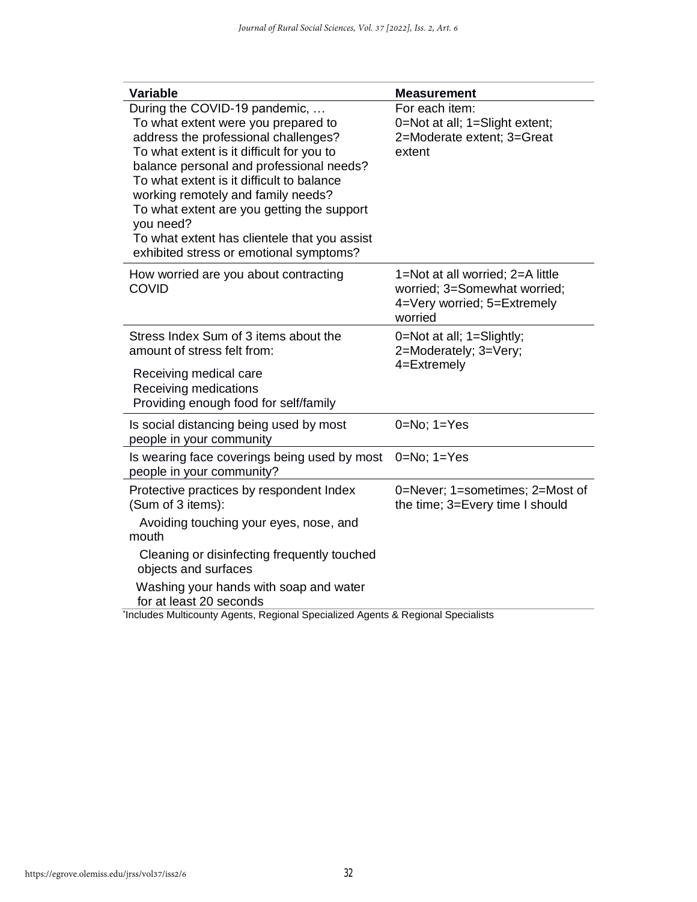| Variable | Measurement |
|---|---|
| During the COVID-19 pandemic, … <br> To what extent were you prepared to address the professional challenges? <br> To what extent is it difficult for you to balance personal and professional needs? <br> To what extent is it difficult to balance working remotely and family needs? <br> To what extent are you getting the support you need? <br> To what extent has clientele that you assist exhibited stress or emotional symptoms? | For each item: <br> 0=Not at all; 1=Slight extent; 2=Moderate extent; 3=Great extent |
| How worried are you about contracting COVID | 1=Not at all worried; 2=A little worried; 3=Somewhat worried; 4=Very worried; 5=Extremely worried |
| Stress Index Sum of 3 items about the amount of stress felt from: <br> Receiving medical care <br> Receiving medications <br> Providing enough food for self/family | 0=Not at all; 1=Slightly; 2=Moderately; 3=Very; 4=Extremely |
| Is social distancing being used by most people in your community | 0=No; 1=Yes |
| Is wearing face coverings being used by most people in your community? | 0=No; 1=Yes |
| Protective practices by respondent Index (Sum of 3 items): <br> Avoiding touching your eyes, nose, and mouth <br> Cleaning or disinfecting frequently touched objects and surfaces <br> Washing your hands with soap and water for at least 20 seconds | 0=Never; 1=sometimes; 2=Most of the time; 3=Every time I should |

*Includes Multicounty Agents, Regional Specialized Agents & Regional Specialists